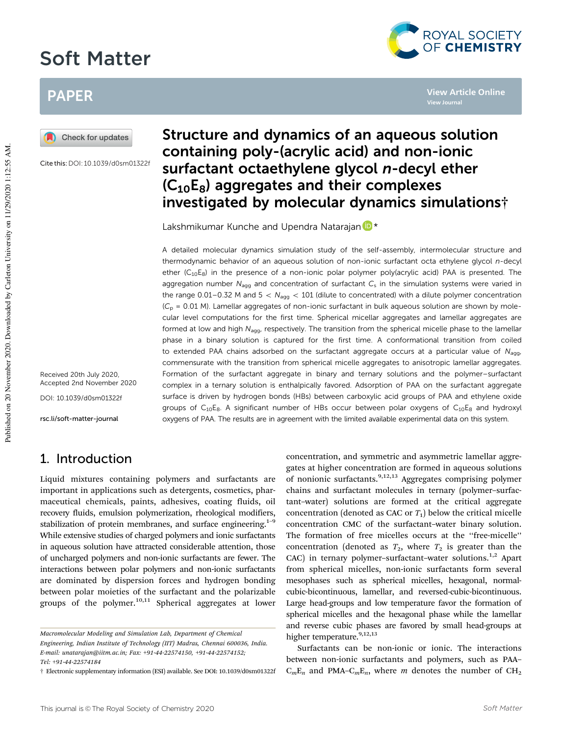# Soft Matter

## PAPER

Cite this: DOI: 10.1039/d0sm01322f

# Structure and dynamics of an aqueous solution containing poly-(acrylic acid) and non-ionic surfactant octaethylene glycol *n*-decyl ether ($C_{10}E_8$) aggregates and their complexes investigated by molecular dynamics simulations†

Lakshmikumar Kunche and Upendra Natarajan *

Received 20th July 2020,
Accepted 2nd November 2020

DOI: 10.1039/d0sm01322f

rsc.li/soft-matter-journal

A detailed molecular dynamics simulation study of the self-assembly, intermolecular structure and thermodynamic behavior of an aqueous solution of non-ionic surfactant octa ethylene glycol *n*-decyl ether ($C_{10}E_8$) in the presence of a non-ionic polar polymer poly(acrylic acid) PAA is presented. The aggregation number $N_{agg}$ and concentration of surfactant $C_s$ in the simulation systems were varied in the range 0.01–0.32 M and $5 < N_{agg} < 101$ (dilute to concentrated) with a dilute polymer concentration ($C_p$ = 0.01 M). Lamellar aggregates of non-ionic surfactant in bulk aqueous solution are shown by molecular level computations for the first time. Spherical micellar aggregates and lamellar aggregates are formed at low and high $N_{agg}$, respectively. The transition from the spherical micelle phase to the lamellar phase in a binary solution is captured for the first time. A conformational transition from coiled to extended PAA chains adsorbed on the surfactant aggregate occurs at a particular value of $N_{agg}$, commensurate with the transition from spherical micelle aggregates to anisotropic lamellar aggregates. Formation of the surfactant aggregate in binary and ternary solutions and the polymer–surfactant complex in a ternary solution is enthalpically favored. Adsorption of PAA on the surfactant aggregate surface is driven by hydrogen bonds (HBs) between carboxylic acid groups of PAA and ethylene oxide groups of $C_{10}E_8$. A significant number of HBs occur between polar oxygens of $C_{10}E_8$ and hydroxyl oxygens of PAA. The results are in agreement with the limited available experimental data on this system.

## 1. Introduction

Liquid mixtures containing polymers and surfactants are important in applications such as detergents, cosmetics, pharmaceutical chemicals, paints, adhesives, coating fluids, oil recovery fluids, emulsion polymerization, rheological modifiers, stabilization of protein membranes, and surface engineering.[1–9] While extensive studies of charged polymers and ionic surfactants in aqueous solution have attracted considerable attention, those of uncharged polymers and non-ionic surfactants are fewer. The interactions between polar polymers and non-ionic surfactants are dominated by dispersion forces and hydrogen bonding between polar moieties of the surfactant and the polarizable groups of the polymer.[10,11] Spherical aggregates at lower concentration, and symmetric and asymmetric lamellar aggregates at higher concentration are formed in aqueous solutions of nonionic surfactants.[9,12,13] Aggregates comprising polymer chains and surfactant molecules in ternary (polymer–surfactant–water) solutions are formed at the critical aggregate concentration (denoted as CAC or $T_1$) below the critical micelle concentration CMC of the surfactant–water binary solution. The formation of free micelles occurs at the "free-micelle" concentration (denoted as $T_2$, where $T_2$ is greater than the CAC) in ternary polymer–surfactant–water solutions.[1,2] Apart from spherical micelles, non-ionic surfactants form several mesophases such as spherical micelles, hexagonal, normal-cubic-bicontinuous, lamellar, and reversed-cubic-bicontinuous. Large head-groups and low temperature favor the formation of spherical micelles and the hexagonal phase while the lamellar and reverse cubic phases are favored by small head-groups at higher temperature.[9,12,13]

Surfactants can be non-ionic or ionic. The interactions between non-ionic surfactants and polymers, such as PAA–$C_mE_n$ and PMA–$C_mE_n$, where $m$ denotes the number of $CH_2$

Macromolecular Modeling and Simulation Lab, Department of Chemical Engineering, Indian Institute of Technology (IIT) Madras, Chennai 600036, India. E-mail: unatarajan@iitm.ac.in; Fax: +91-44-22574150, +91-44-22574152; Tel: +91-44-22574184

† Electronic supplementary information (ESI) available. See DOI: 10.1039/d0sm01322f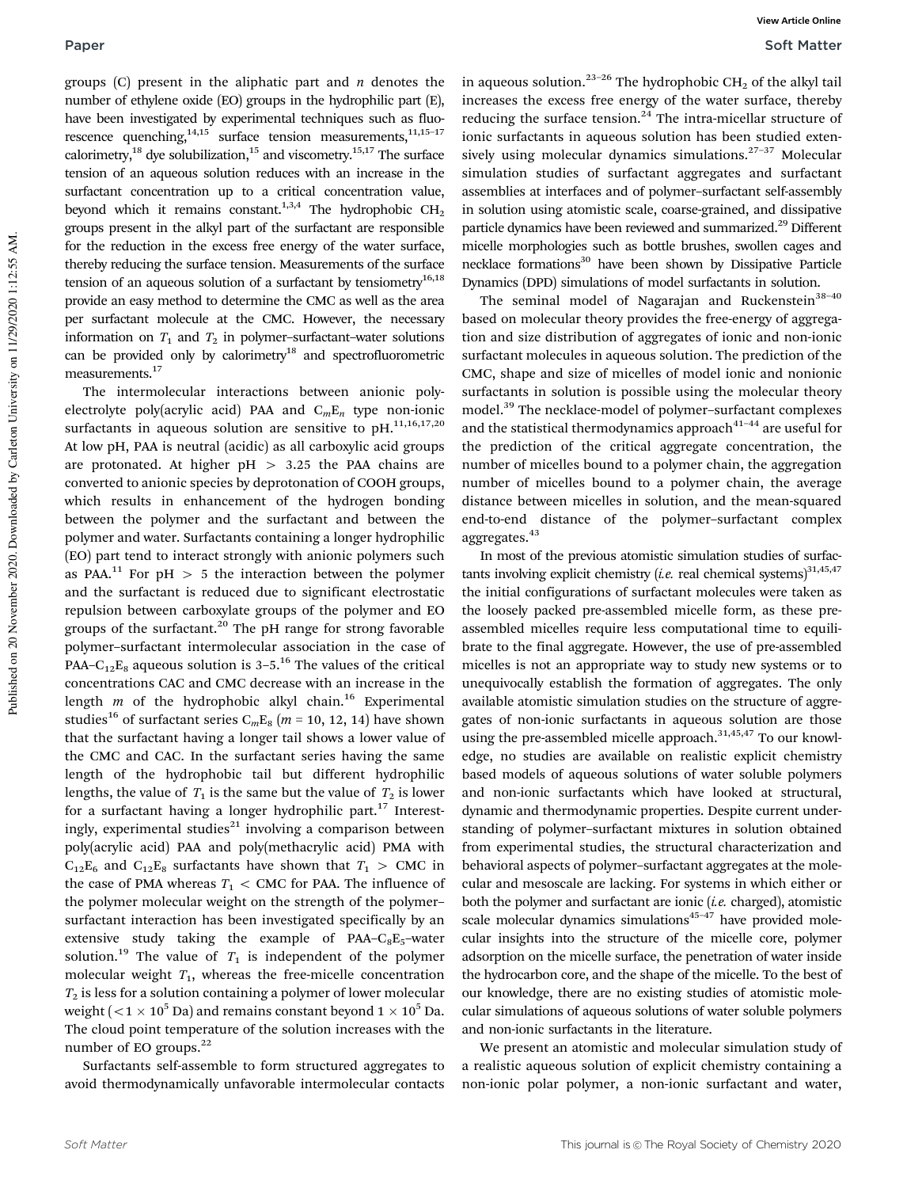groups (C) present in the aliphatic part and $n$ denotes the number of ethylene oxide (EO) groups in the hydrophilic part (E), have been investigated by experimental techniques such as fluorescence quenching,[14,15] surface tension measurements,[11,15–17] calorimetry,[18] dye solubilization,[15] and viscometry.[15,17] The surface tension of an aqueous solution reduces with an increase in the surfactant concentration up to a critical concentration value, beyond which it remains constant.[1,3,4] The hydrophobic $CH_2$ groups present in the alkyl part of the surfactant are responsible for the reduction in the excess free energy of the water surface, thereby reducing the surface tension. Measurements of the surface tension of an aqueous solution of a surfactant by tensiometry[16,18] provide an easy method to determine the CMC as well as the area per surfactant molecule at the CMC. However, the necessary information on $T_1$ and $T_2$ in polymer–surfactant–water solutions can be provided only by calorimetry[18] and spectrofluorometric measurements.[17]

The intermolecular interactions between anionic polyelectrolyte poly(acrylic acid) PAA and $C_mE_n$ type non-ionic surfactants in aqueous solution are sensitive to pH.[11,16,17,20] At low pH, PAA is neutral (acidic) as all carboxylic acid groups are protonated. At higher pH > 3.25 the PAA chains are converted to anionic species by deprotonation of COOH groups, which results in enhancement of the hydrogen bonding between the polymer and the surfactant and between the polymer and water. Surfactants containing a longer hydrophilic (EO) part tend to interact strongly with anionic polymers such as PAA.[11] For pH > 5 the interaction between the polymer and the surfactant is reduced due to significant electrostatic repulsion between carboxylate groups of the polymer and EO groups of the surfactant.[20] The pH range for strong favorable polymer–surfactant intermolecular association in the case of PAA–$C_{12}E_8$ aqueous solution is 3–5.[16] The values of the critical concentrations CAC and CMC decrease with an increase in the length $m$ of the hydrophobic alkyl chain.[16] Experimental studies[16] of surfactant series $C_mE_8$ ($m$ = 10, 12, 14) have shown that the surfactant having a longer tail shows a lower value of the CMC and CAC. In the surfactant series having the same length of the hydrophobic tail but different hydrophilic lengths, the value of $T_1$ is the same but the value of $T_2$ is lower for a surfactant having a longer hydrophilic part.[17] Interestingly, experimental studies[21] involving a comparison between poly(acrylic acid) PAA and poly(methacrylic acid) PMA with $C_{12}E_6$ and $C_{12}E_8$ surfactants have shown that $T_1$ > CMC in the case of PMA whereas $T_1$ < CMC for PAA. The influence of the polymer molecular weight on the strength of the polymer–surfactant interaction has been investigated specifically by an extensive study taking the example of PAA–$C_8E_5$–water solution.[19] The value of $T_1$ is independent of the polymer molecular weight $T_1$, whereas the free-micelle concentration $T_2$ is less for a solution containing a polymer of lower molecular weight ($<1 \times 10^5$ Da) and remains constant beyond $1 \times 10^5$ Da. The cloud point temperature of the solution increases with the number of EO groups.[22]

Surfactants self-assemble to form structured aggregates to avoid thermodynamically unfavorable intermolecular contacts in aqueous solution.[23–26] The hydrophobic $CH_2$ of the alkyl tail increases the excess free energy of the water surface, thereby reducing the surface tension.[24] The intra-micellar structure of ionic surfactants in aqueous solution has been studied extensively using molecular dynamics simulations.[27–37] Molecular simulation studies of surfactant aggregates and surfactant assemblies at interfaces and of polymer–surfactant self-assembly in solution using atomistic scale, coarse-grained, and dissipative particle dynamics have been reviewed and summarized.[29] Different micelle morphologies such as bottle brushes, swollen cages and necklace formations[30] have been shown by Dissipative Particle Dynamics (DPD) simulations of model surfactants in solution.

The seminal model of Nagarajan and Ruckenstein[38–40] based on molecular theory provides the free-energy of aggregation and size distribution of aggregates of ionic and non-ionic surfactant molecules in aqueous solution. The prediction of the CMC, shape and size of micelles of model ionic and nonionic surfactants in solution is possible using the molecular theory model.[39] The necklace-model of polymer–surfactant complexes and the statistical thermodynamics approach[41–44] are useful for the prediction of the critical aggregate concentration, the number of micelles bound to a polymer chain, the aggregation number of micelles bound to a polymer chain, the average distance between micelles in solution, and the mean-squared end-to-end distance of the polymer–surfactant complex aggregates.[43]

In most of the previous atomistic simulation studies of surfactants involving explicit chemistry (*i.e.* real chemical systems)[31,45,47] the initial configurations of surfactant molecules were taken as the loosely packed pre-assembled micelle form, as these pre-assembled micelles require less computational time to equilibrate to the final aggregate. However, the use of pre-assembled micelles is not an appropriate way to study new systems or to unequivocally establish the formation of aggregates. The only available atomistic simulation studies on the structure of aggregates of non-ionic surfactants in aqueous solution are those using the pre-assembled micelle approach.[31,45,47] To our knowledge, no studies are available on realistic explicit chemistry based models of aqueous solutions of water soluble polymers and non-ionic surfactants which have looked at structural, dynamic and thermodynamic properties. Despite current understanding of polymer–surfactant mixtures in solution obtained from experimental studies, the structural characterization and behavioral aspects of polymer–surfactant aggregates at the molecular and mesoscale are lacking. For systems in which either or both the polymer and surfactant are ionic (*i.e.* charged), atomistic scale molecular dynamics simulations[45–47] have provided molecular insights into the structure of the micelle core, polymer adsorption on the micelle surface, the penetration of water inside the hydrocarbon core, and the shape of the micelle. To the best of our knowledge, there are no existing studies of atomistic molecular simulations of aqueous solutions of water soluble polymers and non-ionic surfactants in the literature.

We present an atomistic and molecular simulation study of a realistic aqueous solution of explicit chemistry containing a non-ionic polar polymer, a non-ionic surfactant and water,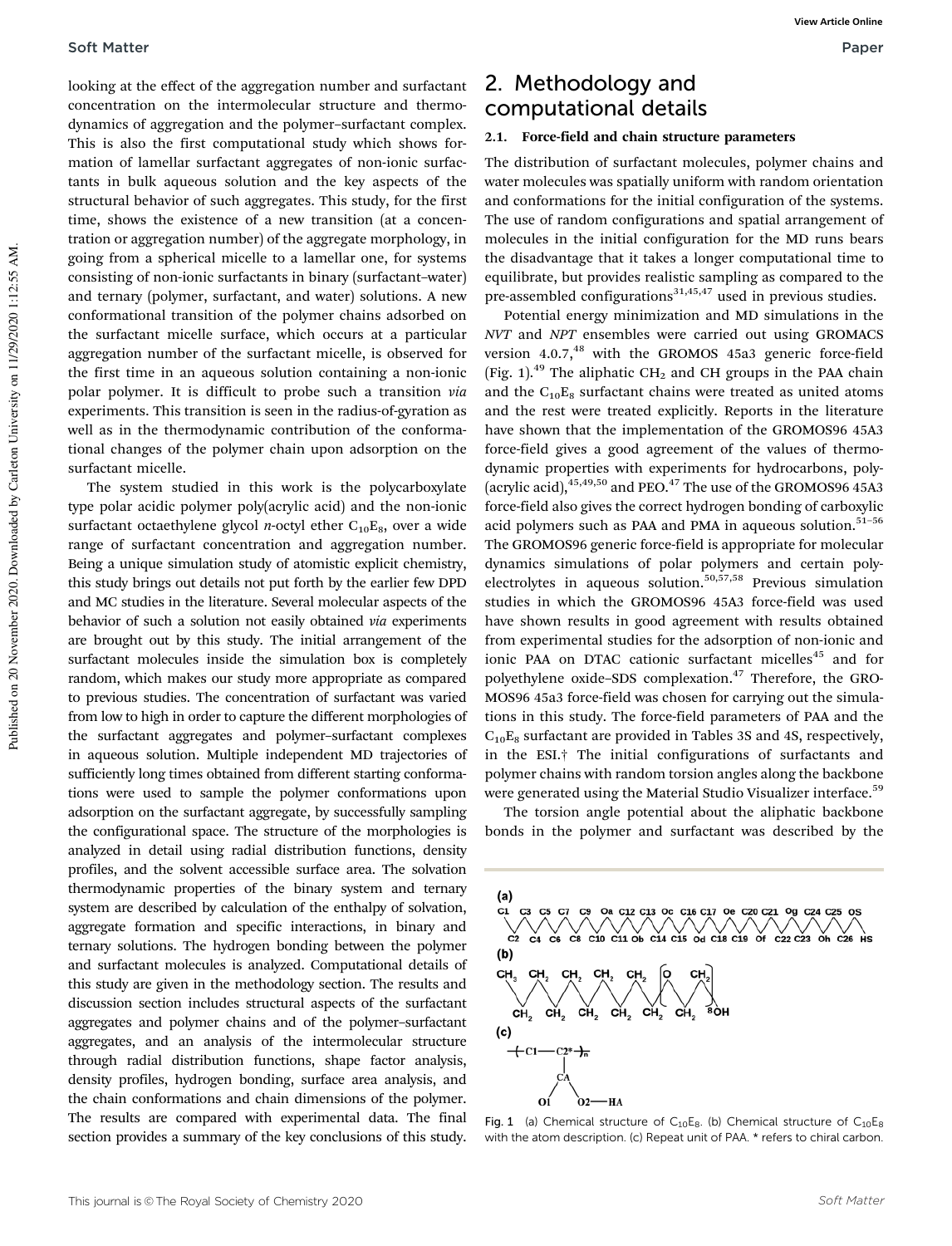looking at the effect of the aggregation number and surfactant concentration on the intermolecular structure and thermodynamics of aggregation and the polymer–surfactant complex. This is also the first computational study which shows formation of lamellar surfactant aggregates of non-ionic surfactants in bulk aqueous solution and the key aspects of the structural behavior of such aggregates. This study, for the first time, shows the existence of a new transition (at a concentration or aggregation number) of the aggregate morphology, in going from a spherical micelle to a lamellar one, for systems consisting of non-ionic surfactants in binary (surfactant–water) and ternary (polymer, surfactant, and water) solutions. A new conformational transition of the polymer chains adsorbed on the surfactant micelle surface, which occurs at a particular aggregation number of the surfactant micelle, is observed for the first time in an aqueous solution containing a non-ionic polar polymer. It is difficult to probe such a transition *via* experiments. This transition is seen in the radius-of-gyration as well as in the thermodynamic contribution of the conformational changes of the polymer chain upon adsorption on the surfactant micelle.

The system studied in this work is the polycarboxylate type polar acidic polymer poly(acrylic acid) and the non-ionic surfactant octaethylene glycol *n*-octyl ether $C_{10}E_8$, over a wide range of surfactant concentration and aggregation number. Being a unique simulation study of atomistic explicit chemistry, this study brings out details not put forth by the earlier few DPD and MC studies in the literature. Several molecular aspects of the behavior of such a solution not easily obtained *via* experiments are brought out by this study. The initial arrangement of the surfactant molecules inside the simulation box is completely random, which makes our study more appropriate as compared to previous studies. The concentration of surfactant was varied from low to high in order to capture the different morphologies of the surfactant aggregates and polymer–surfactant complexes in aqueous solution. Multiple independent MD trajectories of sufficiently long times obtained from different starting conformations were used to sample the polymer conformations upon adsorption on the surfactant aggregate, by successfully sampling the configurational space. The structure of the morphologies is analyzed in detail using radial distribution functions, density profiles, and the solvent accessible surface area. The solvation thermodynamic properties of the binary system and ternary system are described by calculation of the enthalpy of solvation, aggregate formation and specific interactions, in binary and ternary solutions. The hydrogen bonding between the polymer and surfactant molecules is analyzed. Computational details of this study are given in the methodology section. The results and discussion section includes structural aspects of the surfactant aggregates and polymer chains and of the polymer–surfactant aggregates, and an analysis of the intermolecular structure through radial distribution functions, shape factor analysis, density profiles, hydrogen bonding, surface area analysis, and the chain conformations and chain dimensions of the polymer. The results are compared with experimental data. The final section provides a summary of the key conclusions of this study.

## 2. Methodology and computational details

### 2.1. Force-field and chain structure parameters

The distribution of surfactant molecules, polymer chains and water molecules was spatially uniform with random orientation and conformations for the initial configuration of the systems. The use of random configurations and spatial arrangement of molecules in the initial configuration for the MD runs bears the disadvantage that it takes a longer computational time to equilibrate, but provides realistic sampling as compared to the pre-assembled configurations[31,45,47] used in previous studies.

Potential energy minimization and MD simulations in the *NVT* and *NPT* ensembles were carried out using GROMACS version 4.0.7,[48] with the GROMOS 45a3 generic force-field (Fig. 1).[49] The aliphatic $CH_2$ and CH groups in the PAA chain and the $C_{10}E_8$ surfactant chains were treated as united atoms and the rest were treated explicitly. Reports in the literature have shown that the implementation of the GROMOS96 45A3 force-field gives a good agreement of the values of thermodynamic properties with experiments for hydrocarbons, poly(acrylic acid),[45,49,50] and PEO.[47] The use of the GROMOS96 45A3 force-field also gives the correct hydrogen bonding of carboxylic acid polymers such as PAA and PMA in aqueous solution.[51–56] The GROMOS96 generic force-field is appropriate for molecular dynamics simulations of polar polymers and certain polyelectrolytes in aqueous solution.[50,57,58] Previous simulation studies in which the GROMOS96 45A3 force-field was used have shown results in good agreement with results obtained from experimental studies for the adsorption of non-ionic and ionic PAA on DTAC cationic surfactant micelles[45] and for polyethylene oxide–SDS complexation.[47] Therefore, the GROMOS96 45a3 force-field was chosen for carrying out the simulations in this study. The force-field parameters of PAA and the $C_{10}E_8$ surfactant are provided in Tables 3S and 4S, respectively, in the ESI.† The initial configurations of surfactants and polymer chains with random torsion angles along the backbone were generated using the Material Studio Visualizer interface.[59]

The torsion angle potential about the aliphatic backbone bonds in the polymer and surfactant was described by the

Fig. 1 (a) Chemical structure of $C_{10}E_8$. (b) Chemical structure of $C_{10}E_8$ with the atom description. (c) Repeat unit of PAA. * refers to chiral carbon.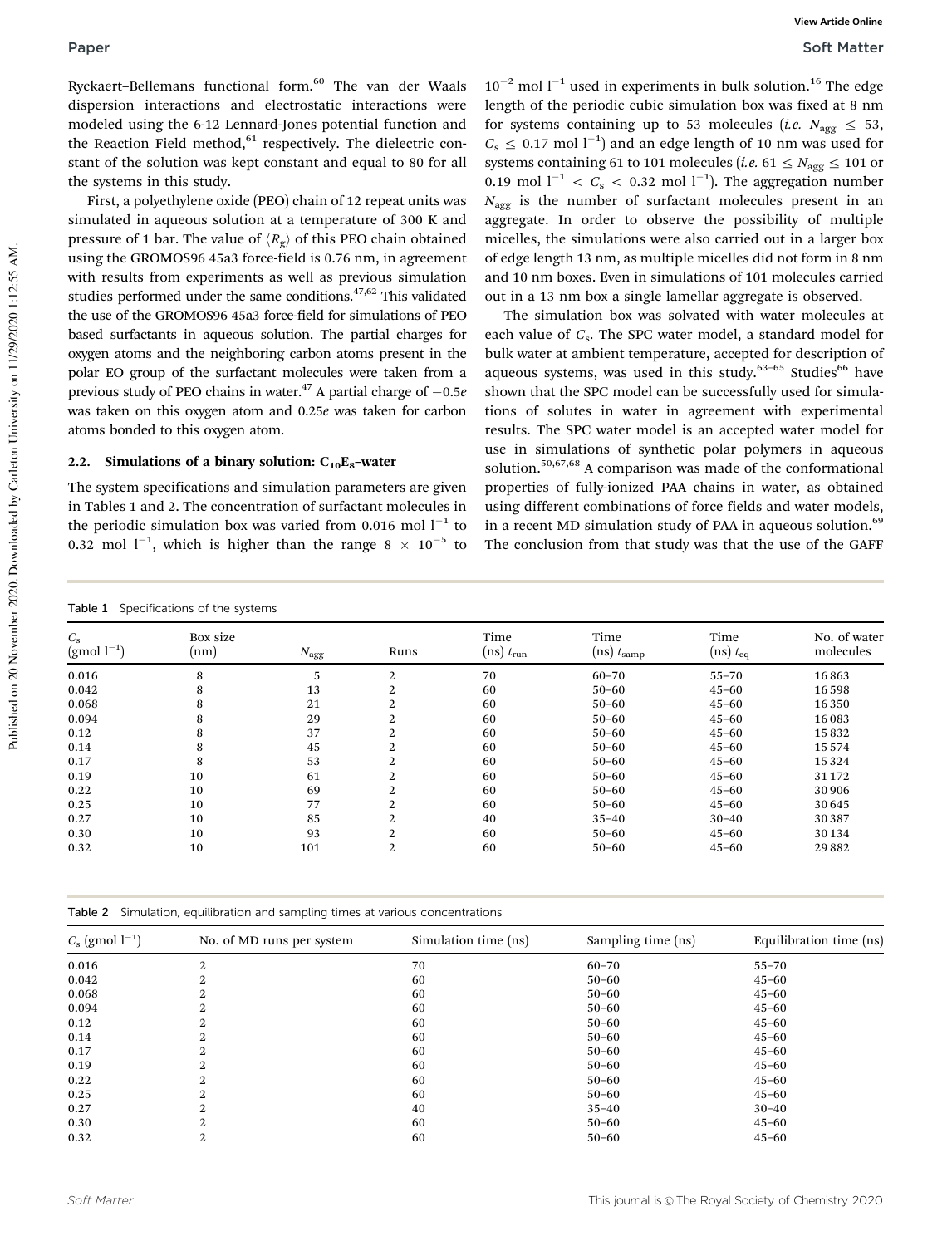Ryckaert–Bellemans functional form.[60] The van der Waals dispersion interactions and electrostatic interactions were modeled using the 6-12 Lennard-Jones potential function and the Reaction Field method,[61] respectively. The dielectric constant of the solution was kept constant and equal to 80 for all the systems in this study.

First, a polyethylene oxide (PEO) chain of 12 repeat units was simulated in aqueous solution at a temperature of 300 K and pressure of 1 bar. The value of $\langle R_g \rangle$ of this PEO chain obtained using the GROMOS96 45a3 force-field is 0.76 nm, in agreement with results from experiments as well as previous simulation studies performed under the same conditions.[47,62] This validated the use of the GROMOS96 45a3 force-field for simulations of PEO based surfactants in aqueous solution. The partial charges for oxygen atoms and the neighboring carbon atoms present in the polar EO group of the surfactant molecules were taken from a previous study of PEO chains in water.[47] A partial charge of $-0.5e$ was taken on this oxygen atom and $0.25e$ was taken for carbon atoms bonded to this oxygen atom.

### 2.2. Simulations of a binary solution: $C_{10}E_8$–water

The system specifications and simulation parameters are given in Tables 1 and 2. The concentration of surfactant molecules in the periodic simulation box was varied from 0.016 mol l$^{-1}$ to 0.32 mol l$^{-1}$, which is higher than the range $8 \times 10^{-5}$ to $10^{-2}$ mol l$^{-1}$ used in experiments in bulk solution.[16] The edge length of the periodic cubic simulation box was fixed at 8 nm for systems containing up to 53 molecules (*i.e.* $N_{agg} \leq 53$, $C_s \leq 0.17$ mol l$^{-1}$) and an edge length of 10 nm was used for systems containing 61 to 101 molecules (*i.e.* $61 \leq N_{agg} \leq 101$ or 0.19 mol l$^{-1}$ $< C_s <$ 0.32 mol l$^{-1}$). The aggregation number $N_{agg}$ is the number of surfactant molecules present in an aggregate. In order to observe the possibility of multiple micelles, the simulations were also carried out in a larger box of edge length 13 nm, as multiple micelles did not form in 8 nm and 10 nm boxes. Even in simulations of 101 molecules carried out in a 13 nm box a single lamellar aggregate is observed.

The simulation box was solvated with water molecules at each value of $C_s$. The SPC water model, a standard model for bulk water at ambient temperature, accepted for description of aqueous systems, was used in this study.[63–65] Studies[66] have shown that the SPC model can be successfully used for simulations of solutes in water in agreement with experimental results. The SPC water model is an accepted water model for use in simulations of synthetic polar polymers in aqueous solution.[50,67,68] A comparison was made of the conformational properties of fully-ionized PAA chains in water, as obtained using different combinations of force fields and water models, in a recent MD simulation study of PAA in aqueous solution.[69] The conclusion from that study was that the use of the GAFF

Table 1 Specifications of the systems

| $C_s$ (gmol l$^{-1}$) | Box size (nm) | $N_{agg}$ | Runs | Time (ns) $t_{run}$ | Time (ns) $t_{samp}$ | Time (ns) $t_{eq}$ | No. of water molecules |
|---|---|---|---|---|---|---|---|
| 0.016 | 8 | 5 | 2 | 70 | 60–70 | 55–70 | 16 863 |
| 0.042 | 8 | 13 | 2 | 60 | 50–60 | 45–60 | 16 598 |
| 0.068 | 8 | 21 | 2 | 60 | 50–60 | 45–60 | 16 350 |
| 0.094 | 8 | 29 | 2 | 60 | 50–60 | 45–60 | 16 083 |
| 0.12 | 8 | 37 | 2 | 60 | 50–60 | 45–60 | 15 832 |
| 0.14 | 8 | 45 | 2 | 60 | 50–60 | 45–60 | 15 574 |
| 0.17 | 8 | 53 | 2 | 60 | 50–60 | 45–60 | 15 324 |
| 0.19 | 10 | 61 | 2 | 60 | 50–60 | 45–60 | 31 172 |
| 0.22 | 10 | 69 | 2 | 60 | 50–60 | 45–60 | 30 906 |
| 0.25 | 10 | 77 | 2 | 60 | 50–60 | 45–60 | 30 645 |
| 0.27 | 10 | 85 | 2 | 40 | 35–40 | 30–40 | 30 387 |
| 0.30 | 10 | 93 | 2 | 60 | 50–60 | 45–60 | 30 134 |
| 0.32 | 10 | 101 | 2 | 60 | 50–60 | 45–60 | 29 882 |

Table 2 Simulation, equilibration and sampling times at various concentrations

| $C_s$ (gmol l$^{-1}$) | No. of MD runs per system | Simulation time (ns) | Sampling time (ns) | Equilibration time (ns) |
|---|---|---|---|---|
| 0.016 | 2 | 70 | 60–70 | 55–70 |
| 0.042 | 2 | 60 | 50–60 | 45–60 |
| 0.068 | 2 | 60 | 50–60 | 45–60 |
| 0.094 | 2 | 60 | 50–60 | 45–60 |
| 0.12 | 2 | 60 | 50–60 | 45–60 |
| 0.14 | 2 | 60 | 50–60 | 45–60 |
| 0.17 | 2 | 60 | 50–60 | 45–60 |
| 0.19 | 2 | 60 | 50–60 | 45–60 |
| 0.22 | 2 | 60 | 50–60 | 45–60 |
| 0.25 | 2 | 60 | 50–60 | 45–60 |
| 0.27 | 2 | 40 | 35–40 | 30–40 |
| 0.30 | 2 | 60 | 50–60 | 45–60 |
| 0.32 | 2 | 60 | 50–60 | 45–60 |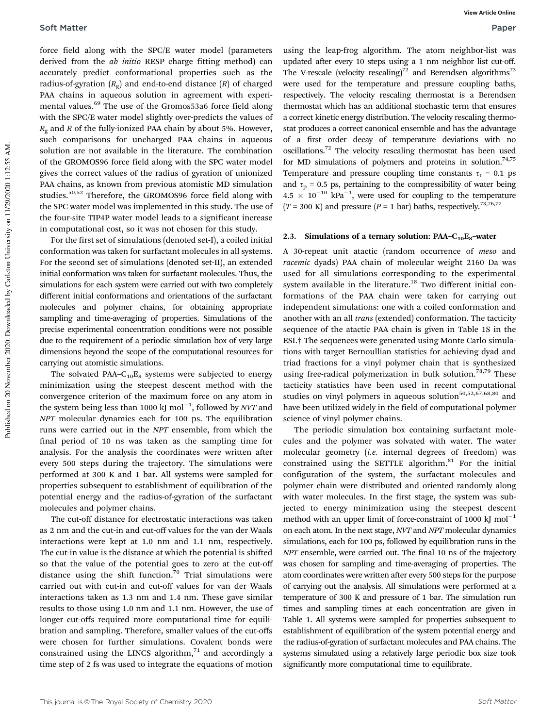force field along with the SPC/E water model (parameters derived from the *ab initio* RESP charge fitting method) can accurately predict conformational properties such as the radius-of-gyration ($R_g$) and end-to-end distance ($R$) of charged PAA chains in aqueous solution in agreement with experimental values.[69] The use of the Gromos53a6 force field along with the SPC/E water model slightly over-predicts the values of $R_g$ and $R$ of the fully-ionized PAA chain by about 5%. However, such comparisons for uncharged PAA chains in aqueous solution are not available in the literature. The combination of the GROMOS96 force field along with the SPC water model gives the correct values of the radius of gyration of unionized PAA chains, as known from previous atomistic MD simulation studies.[50,52] Therefore, the GROMOS96 force field along with the SPC water model was implemented in this study. The use of the four-site TIP4P water model leads to a significant increase in computational cost, so it was not chosen for this study.

For the first set of simulations (denoted set-I), a coiled initial conformation was taken for surfactant molecules in all systems. For the second set of simulations (denoted set-II), an extended initial conformation was taken for surfactant molecules. Thus, the simulations for each system were carried out with two completely different initial conformations and orientations of the surfactant molecules and polymer chains, for obtaining appropriate sampling and time-averaging of properties. Simulations of the precise experimental concentration conditions were not possible due to the requirement of a periodic simulation box of very large dimensions beyond the scope of the computational resources for carrying out atomistic simulations.

The solvated PAA–$C_{10}E_8$ systems were subjected to energy minimization using the steepest descent method with the convergence criterion of the maximum force on any atom in the system being less than 1000 kJ mol$^{-1}$, followed by *NVT* and *NPT* molecular dynamics each for 100 ps. The equilibration runs were carried out in the *NPT* ensemble, from which the final period of 10 ns was taken as the sampling time for analysis. For the analysis the coordinates were written after every 500 steps during the trajectory. The simulations were performed at 300 K and 1 bar. All systems were sampled for properties subsequent to establishment of equilibration of the potential energy and the radius-of-gyration of the surfactant molecules and polymer chains.

The cut-off distance for electrostatic interactions was taken as 2 nm and the cut-in and cut-off values for the van der Waals interactions were kept at 1.0 nm and 1.1 nm, respectively. The cut-in value is the distance at which the potential is shifted so that the value of the potential goes to zero at the cut-off distance using the shift function.[70] Trial simulations were carried out with cut-in and cut-off values for van der Waals interactions taken as 1.3 nm and 1.4 nm. These gave similar results to those using 1.0 nm and 1.1 nm. However, the use of longer cut-offs required more computational time for equilibration and sampling. Therefore, smaller values of the cut-offs were chosen for further simulations. Covalent bonds were constrained using the LINCS algorithm,[71] and accordingly a time step of 2 fs was used to integrate the equations of motion using the leap-frog algorithm. The atom neighbor-list was updated after every 10 steps using a 1 nm neighbor list cut-off. The V-rescale (velocity rescaling)[72] and Berendsen algorithms[73] were used for the temperature and pressure coupling baths, respectively. The velocity rescaling thermostat is a Berendsen thermostat which has an additional stochastic term that ensures a correct kinetic energy distribution. The velocity rescaling thermostat produces a correct canonical ensemble and has the advantage of a first order decay of temperature deviations with no oscillations.[72] The velocity rescaling thermostat has been used for MD simulations of polymers and proteins in solution.[74,75] Temperature and pressure coupling time constants $\tau_t$ = 0.1 ps and $\tau_p$ = 0.5 ps, pertaining to the compressibility of water being $4.5 \times 10^{-10}$ kPa$^{-1}$, were used for coupling to the temperature ($T$ = 300 K) and pressure ($P$ = 1 bar) baths, respectively.[73,76,77]

### 2.3. Simulations of a ternary solution: PAA–$C_{10}E_8$–water

A 30-repeat unit atactic (random occurrence of *meso* and *racemic* dyads) PAA chain of molecular weight 2160 Da was used for all simulations corresponding to the experimental system available in the literature.[18] Two different initial conformations of the PAA chain were taken for carrying out independent simulations: one with a coiled conformation and another with an all *trans* (extended) conformation. The tacticity sequence of the atactic PAA chain is given in Table 1S in the ESI.† The sequences were generated using Monte Carlo simulations with target Bernoullian statistics for achieving dyad and triad fractions for a vinyl polymer chain that is synthesized using free-radical polymerization in bulk solution.[78,79] These tacticity statistics have been used in recent computational studies on vinyl polymers in aqueous solution[50,52,67,68,80] and have been utilized widely in the field of computational polymer science of vinyl polymer chains.

The periodic simulation box containing surfactant molecules and the polymer was solvated with water. The water molecular geometry (*i.e.* internal degrees of freedom) was constrained using the SETTLE algorithm.[81] For the initial configuration of the system, the surfactant molecules and polymer chain were distributed and oriented randomly along with water molecules. In the first stage, the system was subjected to energy minimization using the steepest descent method with an upper limit of force-constraint of 1000 kJ mol$^{-1}$ on each atom. In the next stage, *NVT* and *NPT* molecular dynamics simulations, each for 100 ps, followed by equilibration runs in the *NPT* ensemble, were carried out. The final 10 ns of the trajectory was chosen for sampling and time-averaging of properties. The atom coordinates were written after every 500 steps for the purpose of carrying out the analysis. All simulations were performed at a temperature of 300 K and pressure of 1 bar. The simulation run times and sampling times at each concentration are given in Table 1. All systems were sampled for properties subsequent to establishment of equilibration of the system potential energy and the radius-of-gyration of surfactant molecules and PAA chains. The systems simulated using a relatively large periodic box size took significantly more computational time to equilibrate.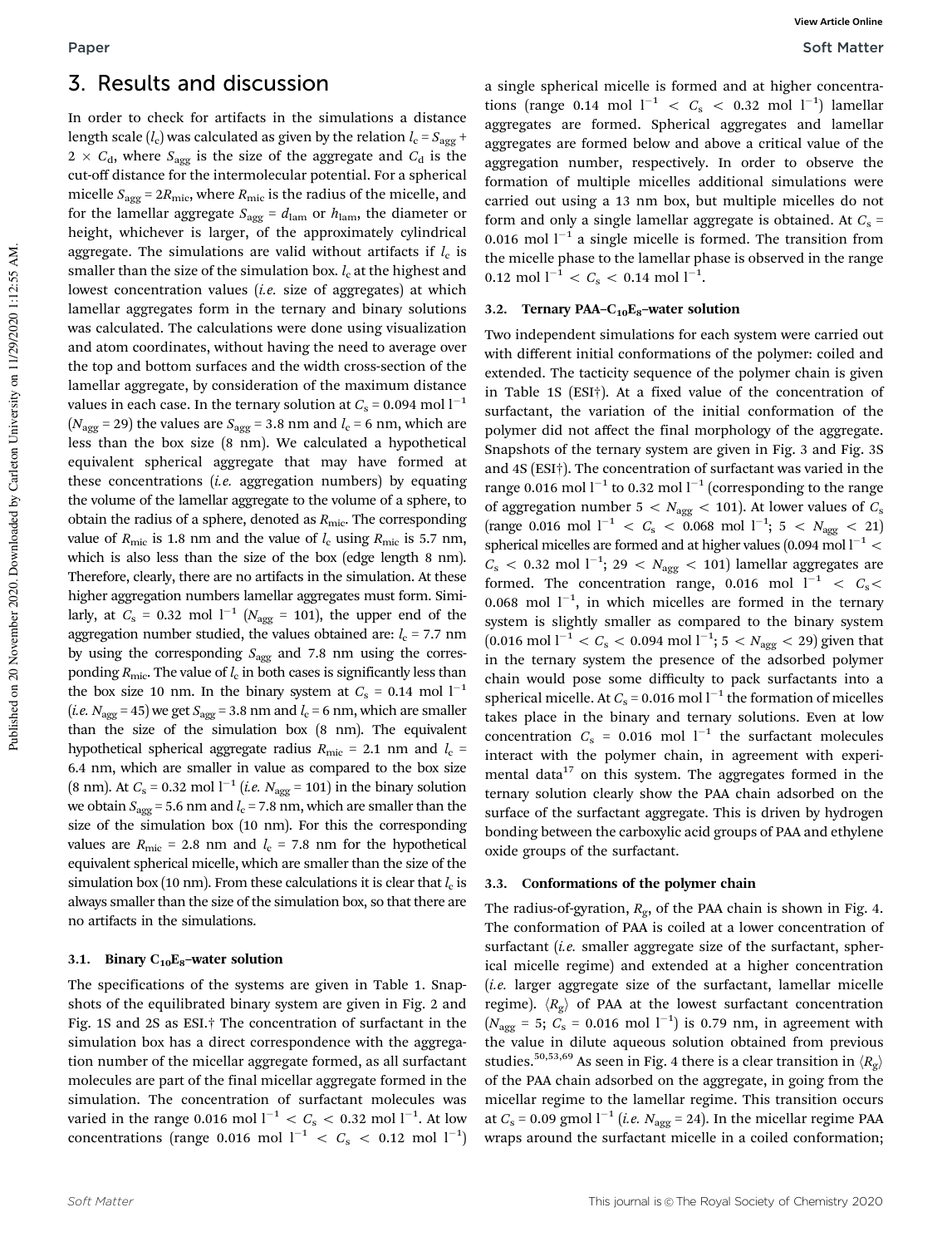# 3. Results and discussion

In order to check for artifacts in the simulations a distance length scale ($l_c$) was calculated as given by the relation $l_c = S_{agg} + 2 \times C_d$, where $S_{agg}$ is the size of the aggregate and $C_d$ is the cut-off distance for the intermolecular potential. For a spherical micelle $S_{agg} = 2R_{mic}$, where $R_{mic}$ is the radius of the micelle, and for the lamellar aggregate $S_{agg} = d_{lam}$ or $h_{lam}$, the diameter or height, whichever is larger, of the approximately cylindrical aggregate. The simulations are valid without artifacts if $l_c$ is smaller than the size of the simulation box. $l_c$ at the highest and lowest concentration values (*i.e.* size of aggregates) at which lamellar aggregates form in the ternary and binary solutions was calculated. The calculations were done using visualization and atom coordinates, without having the need to average over the top and bottom surfaces and the width cross-section of the lamellar aggregate, by consideration of the maximum distance values in each case. In the ternary solution at $C_s = 0.094$ mol l$^{-1}$ ($N_{agg} = 29$) the values are $S_{agg} = 3.8$ nm and $l_c = 6$ nm, which are less than the box size (8 nm). We calculated a hypothetical equivalent spherical aggregate that may have formed at these concentrations (*i.e.* aggregation numbers) by equating the volume of the lamellar aggregate to the volume of a sphere, to obtain the radius of a sphere, denoted as $R_{mic}$. The corresponding value of $R_{mic}$ is 1.8 nm and the value of $l_c$ using $R_{mic}$ is 5.7 nm, which is also less than the size of the box (edge length 8 nm). Therefore, clearly, there are no artifacts in the simulation. At these higher aggregation numbers lamellar aggregates must form. Similarly, at $C_s = 0.32$ mol l$^{-1}$ ($N_{agg} = 101$), the upper end of the aggregation number studied, the values obtained are: $l_c = 7.7$ nm by using the corresponding $S_{agg}$ and 7.8 nm using the corresponding $R_{mic}$. The value of $l_c$ in both cases is significantly less than the box size 10 nm. In the binary system at $C_s = 0.14$ mol l$^{-1}$ (*i.e.* $N_{agg} = 45$) we get $S_{agg} = 3.8$ nm and $l_c = 6$ nm, which are smaller than the size of the simulation box (8 nm). The equivalent hypothetical spherical aggregate radius $R_{mic} = 2.1$ nm and $l_c = 6.4$ nm, which are smaller in value as compared to the box size (8 nm). At $C_s = 0.32$ mol l$^{-1}$ (*i.e.* $N_{agg} = 101$) in the binary solution we obtain $S_{agg} = 5.6$ nm and $l_c = 7.8$ nm, which are smaller than the size of the simulation box (10 nm). For this the corresponding values are $R_{mic} = 2.8$ nm and $l_c = 7.8$ nm for the hypothetical equivalent spherical micelle, which are smaller than the size of the simulation box (10 nm). From these calculations it is clear that $l_c$ is always smaller than the size of the simulation box, so that there are no artifacts in the simulations.

## 3.1. Binary $C_{10}E_8$–water solution

The specifications of the systems are given in Table 1. Snapshots of the equilibrated binary system are given in Fig. 2 and Fig. 1S and 2S as ESI.† The concentration of surfactant in the simulation box has a direct correspondence with the aggregation number of the micellar aggregate formed, as all surfactant molecules are part of the final micellar aggregate formed in the simulation. The concentration of surfactant molecules was varied in the range 0.016 mol l$^{-1}$ < $C_s$ < 0.32 mol l$^{-1}$. At low concentrations (range 0.016 mol l$^{-1}$ < $C_s$ < 0.12 mol l$^{-1}$) a single spherical micelle is formed and at higher concentrations (range 0.14 mol l$^{-1}$ < $C_s$ < 0.32 mol l$^{-1}$) lamellar aggregates are formed. Spherical aggregates and lamellar aggregates are formed below and above a critical value of the aggregation number, respectively. In order to observe the formation of multiple micelles additional simulations were carried out using a 13 nm box, but multiple micelles do not form and only a single lamellar aggregate is obtained. At $C_s$ = 0.016 mol l$^{-1}$ a single micelle is formed. The transition from the micelle phase to the lamellar phase is observed in the range 0.12 mol l$^{-1}$ < $C_s$ < 0.14 mol l$^{-1}$.

## 3.2. Ternary PAA–$C_{10}E_8$–water solution

Two independent simulations for each system were carried out with different initial conformations of the polymer: coiled and extended. The tacticity sequence of the polymer chain is given in Table 1S (ESI†). At a fixed value of the concentration of surfactant, the variation of the initial conformation of the polymer did not affect the final morphology of the aggregate. Snapshots of the ternary system are given in Fig. 3 and Fig. 3S and 4S (ESI†). The concentration of surfactant was varied in the range 0.016 mol l$^{-1}$ to 0.32 mol l$^{-1}$ (corresponding to the range of aggregation number 5 < $N_{agg}$ < 101). At lower values of $C_s$ (range 0.016 mol l$^{-1}$ < $C_s$ < 0.068 mol l$^{-1}$; 5 < $N_{agg}$ < 21) spherical micelles are formed and at higher values (0.094 mol l$^{-1}$ < $C_s$ < 0.32 mol l$^{-1}$; 29 < $N_{agg}$ < 101) lamellar aggregates are formed. The concentration range, 0.016 mol l$^{-1}$ < $C_s$ < 0.068 mol l$^{-1}$, in which micelles are formed in the ternary system is slightly smaller as compared to the binary system (0.016 mol l$^{-1}$ < $C_s$ < 0.094 mol l$^{-1}$; 5 < $N_{agg}$ < 29) given that in the ternary system the presence of the adsorbed polymer chain would pose some difficulty to pack surfactants into a spherical micelle. At $C_s$ = 0.016 mol l$^{-1}$ the formation of micelles takes place in the binary and ternary solutions. Even at low concentration $C_s$ = 0.016 mol l$^{-1}$ the surfactant molecules interact with the polymer chain, in agreement with experimental data[17] on this system. The aggregates formed in the ternary solution clearly show the PAA chain adsorbed on the surface of the surfactant aggregate. This is driven by hydrogen bonding between the carboxylic acid groups of PAA and ethylene oxide groups of the surfactant.

## 3.3. Conformations of the polymer chain

The radius-of-gyration, $R_g$, of the PAA chain is shown in Fig. 4. The conformation of PAA is coiled at a lower concentration of surfactant (*i.e.* smaller aggregate size of the surfactant, spherical micelle regime) and extended at a higher concentration (*i.e.* larger aggregate size of the surfactant, lamellar micelle regime). $\langle R_g \rangle$ of PAA at the lowest surfactant concentration ($N_{agg} = 5$; $C_s = 0.016$ mol l$^{-1}$) is 0.79 nm, in agreement with the value in dilute aqueous solution obtained from previous studies.[50,53,69] As seen in Fig. 4 there is a clear transition in $\langle R_g \rangle$ of the PAA chain adsorbed on the aggregate, in going from the micellar regime to the lamellar regime. This transition occurs at $C_s$ = 0.09 gmol l$^{-1}$ (*i.e.* $N_{agg} = 24$). In the micellar regime PAA wraps around the surfactant micelle in a coiled conformation;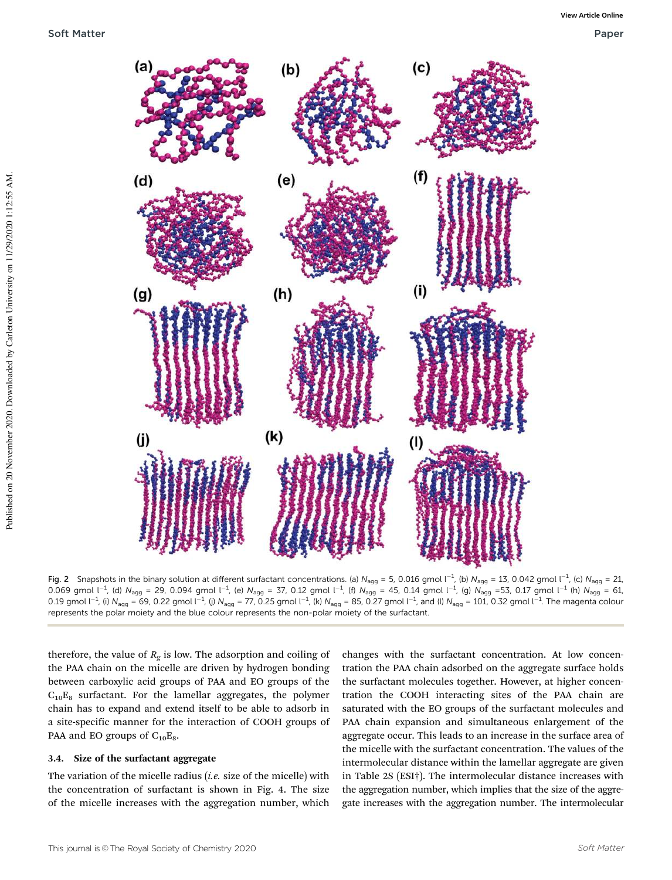Fig. 2 Snapshots in the binary solution at different surfactant concentrations. (a) $N_{agg}$ = 5, 0.016 gmol l$^{-1}$, (b) $N_{agg}$ = 13, 0.042 gmol l$^{-1}$, (c) $N_{agg}$ = 21, 0.069 gmol l$^{-1}$, (d) $N_{agg}$ = 29, 0.094 gmol l$^{-1}$, (e) $N_{agg}$ = 37, 0.12 gmol l$^{-1}$, (f) $N_{agg}$ = 45, 0.14 gmol l$^{-1}$, (g) $N_{agg}$ =53, 0.17 gmol l$^{-1}$ (h) $N_{agg}$ = 61, 0.19 gmol l$^{-1}$, (i) $N_{agg}$ = 69, 0.22 gmol l$^{-1}$, (j) $N_{agg}$ = 77, 0.25 gmol l$^{-1}$, (k) $N_{agg}$ = 85, 0.27 gmol l$^{-1}$, and (l) $N_{agg}$ = 101, 0.32 gmol l$^{-1}$. The magenta colour represents the polar moiety and the blue colour represents the non-polar moiety of the surfactant.

therefore, the value of $R_g$ is low. The adsorption and coiling of the PAA chain on the micelle are driven by hydrogen bonding between carboxylic acid groups of PAA and EO groups of the $C_{10}E_8$ surfactant. For the lamellar aggregates, the polymer chain has to expand and extend itself to be able to adsorb in a site-specific manner for the interaction of COOH groups of PAA and EO groups of $C_{10}E_8$.

### 3.4. Size of the surfactant aggregate

The variation of the micelle radius (*i.e.* size of the micelle) with the concentration of surfactant is shown in Fig. 4. The size of the micelle increases with the aggregation number, which changes with the surfactant concentration. At low concentration the PAA chain adsorbed on the aggregate surface holds the surfactant molecules together. However, at higher concentration the COOH interacting sites of the PAA chain are saturated with the EO groups of the surfactant molecules and PAA chain expansion and simultaneous enlargement of the aggregate occur. This leads to an increase in the surface area of the micelle with the surfactant concentration. The values of the intermolecular distance within the lamellar aggregate are given in Table 2S (ESI†). The intermolecular distance increases with the aggregation number, which implies that the size of the aggregate increases with the aggregation number. The intermolecular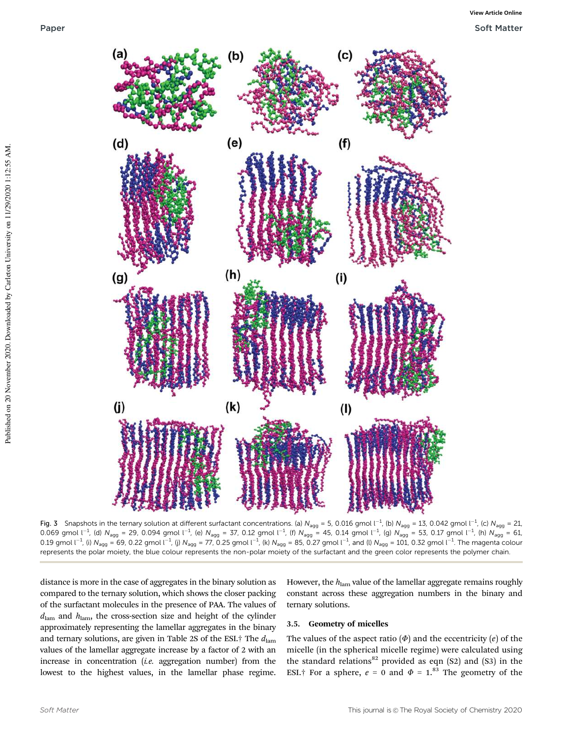Fig. 3 Snapshots in the ternary solution at different surfactant concentrations. (a) $N_{agg}$ = 5, 0.016 gmol $l^{-1}$, (b) $N_{agg}$ = 13, 0.042 gmol $l^{-1}$, (c) $N_{agg}$ = 21, 0.069 gmol $l^{-1}$, (d) $N_{agg}$ = 29, 0.094 gmol $l^{-1}$, (e) $N_{agg}$ = 37, 0.12 gmol $l^{-1}$, (f) $N_{agg}$ = 45, 0.14 gmol $l^{-1}$, (g) $N_{agg}$ = 53, 0.17 gmol $l^{-1}$, (h) $N_{agg}$ = 61, 0.19 gmol $l^{-1}$, (i) $N_{agg}$ = 69, 0.22 gmol $l^{-1}$, (j) $N_{agg}$ = 77, 0.25 gmol $l^{-1}$, (k) $N_{agg}$ = 85, 0.27 gmol $l^{-1}$, and (l) $N_{agg}$ = 101, 0.32 gmol $l^{-1}$. The magenta colour represents the polar moiety, the blue colour represents the non-polar moiety of the surfactant and the green color represents the polymer chain.

distance is more in the case of aggregates in the binary solution as compared to the ternary solution, which shows the closer packing of the surfactant molecules in the presence of PAA. The values of $d_{lam}$ and $h_{lam}$, the cross-section size and height of the cylinder approximately representing the lamellar aggregates in the binary and ternary solutions, are given in Table 2S of the ESI.† The $d_{lam}$ values of the lamellar aggregate increase by a factor of 2 with an increase in concentration (*i.e.* aggregation number) from the lowest to the highest values, in the lamellar phase regime. However, the $h_{lam}$ value of the lamellar aggregate remains roughly constant across these aggregation numbers in the binary and ternary solutions.

### 3.5. Geometry of micelles

The values of the aspect ratio ($\Phi$) and the eccentricity ($e$) of the micelle (in the spherical micelle regime) were calculated using the standard relations[82] provided as eqn (S2) and (S3) in the ESI.† For a sphere, $e$ = 0 and $\Phi$ = 1.[83] The geometry of the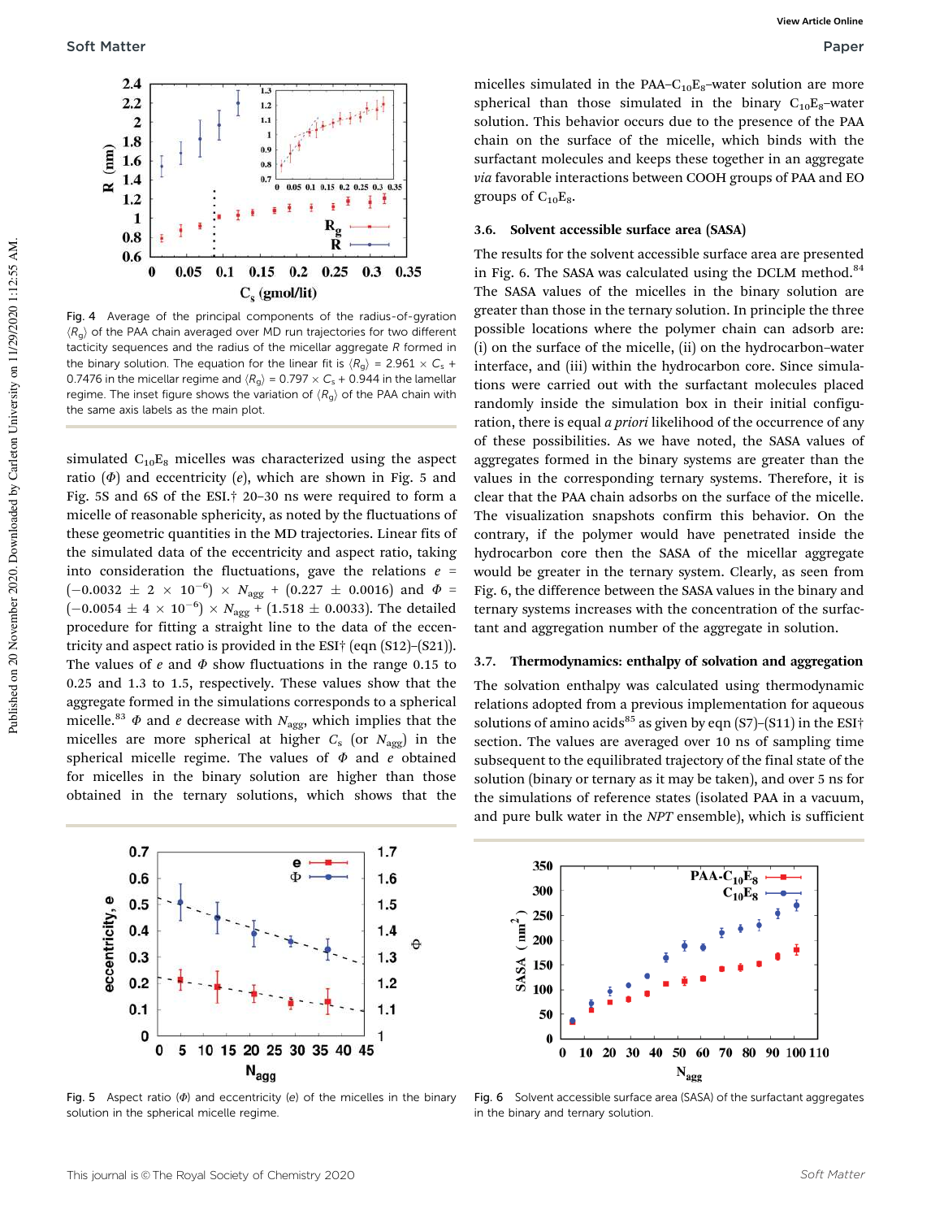Fig. 4 Average of the principal components of the radius-of-gyration $\langle R_g \rangle$ of the PAA chain averaged over MD run trajectories for two different tacticity sequences and the radius of the micellar aggregate $R$ formed in the binary solution. The equation for the linear fit is $\langle R_g \rangle = 2.961 \times C_s + 0.7476$ in the micellar regime and $\langle R_g \rangle = 0.797 \times C_s + 0.944$ in the lamellar regime. The inset figure shows the variation of $\langle R_g \rangle$ of the PAA chain with the same axis labels as the main plot.

simulated $C_{10}E_8$ micelles was characterized using the aspect ratio ($\Phi$) and eccentricity ($e$), which are shown in Fig. 5 and Fig. 5S and 6S of the ESI.† 20–30 ns were required to form a micelle of reasonable sphericity, as noted by the fluctuations of these geometric quantities in the MD trajectories. Linear fits of the simulated data of the eccentricity and aspect ratio, taking into consideration the fluctuations, gave the relations $e = (-0.0032 \pm 2 \times 10^{-6}) \times N_{agg} + (0.227 \pm 0.0016)$ and $\Phi = (-0.0054 \pm 4 \times 10^{-6}) \times N_{agg} + (1.518 \pm 0.0033)$. The detailed procedure for fitting a straight line to the data of the eccentricity and aspect ratio is provided in the ESI† (eqn (S12)–(S21)). The values of $e$ and $\Phi$ show fluctuations in the range 0.15 to 0.25 and 1.3 to 1.5, respectively. These values show that the aggregate formed in the simulations corresponds to a spherical micelle.[83] $\Phi$ and $e$ decrease with $N_{agg}$, which implies that the micelles are more spherical at higher $C_s$ (or $N_{agg}$) in the spherical micelle regime. The values of $\Phi$ and $e$ obtained for micelles in the binary solution are higher than those obtained in the ternary solutions, which shows that the micelles simulated in the PAA–$C_{10}E_8$–water solution are more spherical than those simulated in the binary $C_{10}E_8$–water solution. This behavior occurs due to the presence of the PAA chain on the surface of the micelle, which binds with the surfactant molecules and keeps these together in an aggregate *via* favorable interactions between COOH groups of PAA and EO groups of $C_{10}E_8$.

### 3.6. Solvent accessible surface area (SASA)

The results for the solvent accessible surface area are presented in Fig. 6. The SASA was calculated using the DCLM method.[84] The SASA values of the micelles in the binary solution are greater than those in the ternary solution. In principle the three possible locations where the polymer chain can adsorb are: (i) on the surface of the micelle, (ii) on the hydrocarbon–water interface, and (iii) within the hydrocarbon core. Since simulations were carried out with the surfactant molecules placed randomly inside the simulation box in their initial configuration, there is equal *a priori* likelihood of the occurrence of any of these possibilities. As we have noted, the SASA values of aggregates formed in the binary systems are greater than the values in the corresponding ternary systems. Therefore, it is clear that the PAA chain adsorbs on the surface of the micelle. The visualization snapshots confirm this behavior. On the contrary, if the polymer would have penetrated inside the hydrocarbon core then the SASA of the micellar aggregate would be greater in the ternary system. Clearly, as seen from Fig. 6, the difference between the SASA values in the binary and ternary systems increases with the concentration of the surfactant and aggregation number of the aggregate in solution.

### 3.7. Thermodynamics: enthalpy of solvation and aggregation

The solvation enthalpy was calculated using thermodynamic relations adopted from a previous implementation for aqueous solutions of amino acids[85] as given by eqn (S7)–(S11) in the ESI† section. The values are averaged over 10 ns of sampling time subsequent to the equilibrated trajectory of the final state of the solution (binary or ternary as it may be taken), and over 5 ns for the simulations of reference states (isolated PAA in a vacuum, and pure bulk water in the *NPT* ensemble), which is sufficient

Fig. 5 Aspect ratio ($\Phi$) and eccentricity ($e$) of the micelles in the binary solution in the spherical micelle regime.

Fig. 6 Solvent accessible surface area (SASA) of the surfactant aggregates in the binary and ternary solution.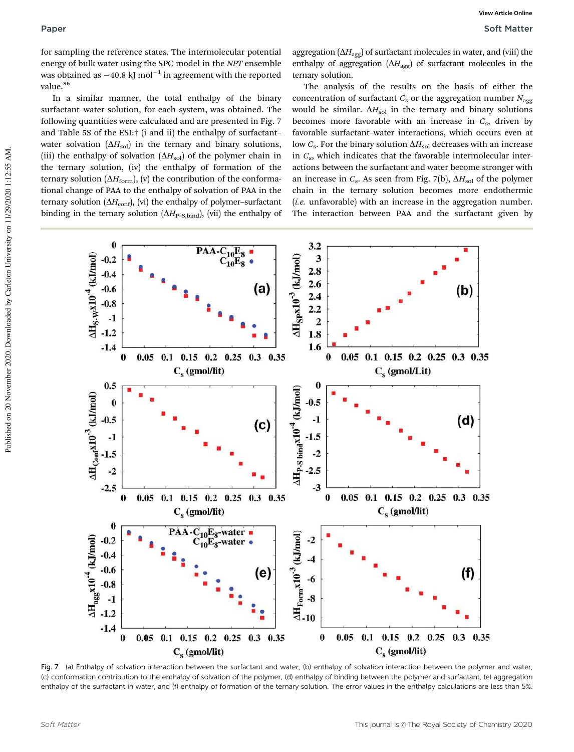for sampling the reference states. The intermolecular potential energy of bulk water using the SPC model in the *NPT* ensemble was obtained as $-40.8$ kJ mol$^{-1}$ in agreement with the reported value.[86]

In a similar manner, the total enthalpy of the binary surfactant–water solution, for each system, was obtained. The following quantities were calculated and are presented in Fig. 7 and Table 5S of the ESI:† (i and ii) the enthalpy of surfactant–water solvation ($\Delta H_{sol}$) in the ternary and binary solutions, (iii) the enthalpy of solvation ($\Delta H_{sol}$) of the polymer chain in the ternary solution, (iv) the enthalpy of formation of the ternary solution ($\Delta H_{form}$), (v) the contribution of the conformational change of PAA to the enthalpy of solvation of PAA in the ternary solution ($\Delta H_{conf}$), (vi) the enthalpy of polymer–surfactant binding in the ternary solution ($\Delta H_{P\text{-}S,bind}$), (vii) the enthalpy of aggregation ($\Delta H_{agg}$) of surfactant molecules in water, and (viii) the enthalpy of aggregation ($\Delta H_{agg}$) of surfactant molecules in the ternary solution.

The analysis of the results on the basis of either the concentration of surfactant $C_s$ or the aggregation number $N_{agg}$ would be similar. $\Delta H_{sol}$ in the ternary and binary solutions becomes more favorable with an increase in $C_s$, driven by favorable surfactant–water interactions, which occurs even at low $C_s$. For the binary solution $\Delta H_{sol}$ decreases with an increase in $C_s$, which indicates that the favorable intermolecular interactions between the surfactant and water become stronger with an increase in $C_s$. As seen from Fig. 7(b), $\Delta H_{sol}$ of the polymer chain in the ternary solution becomes more endothermic (*i.e.* unfavorable) with an increase in the aggregation number. The interaction between PAA and the surfactant given by

Fig. 7 (a) Enthalpy of solvation interaction between the surfactant and water, (b) enthalpy of solvation interaction between the polymer and water, (c) conformation contribution to the enthalpy of solvation of the polymer, (d) enthalpy of binding between the polymer and surfactant, (e) aggregation enthalpy of the surfactant in water, and (f) enthalpy of formation of the ternary solution. The error values in the enthalpy calculations are less than 5%.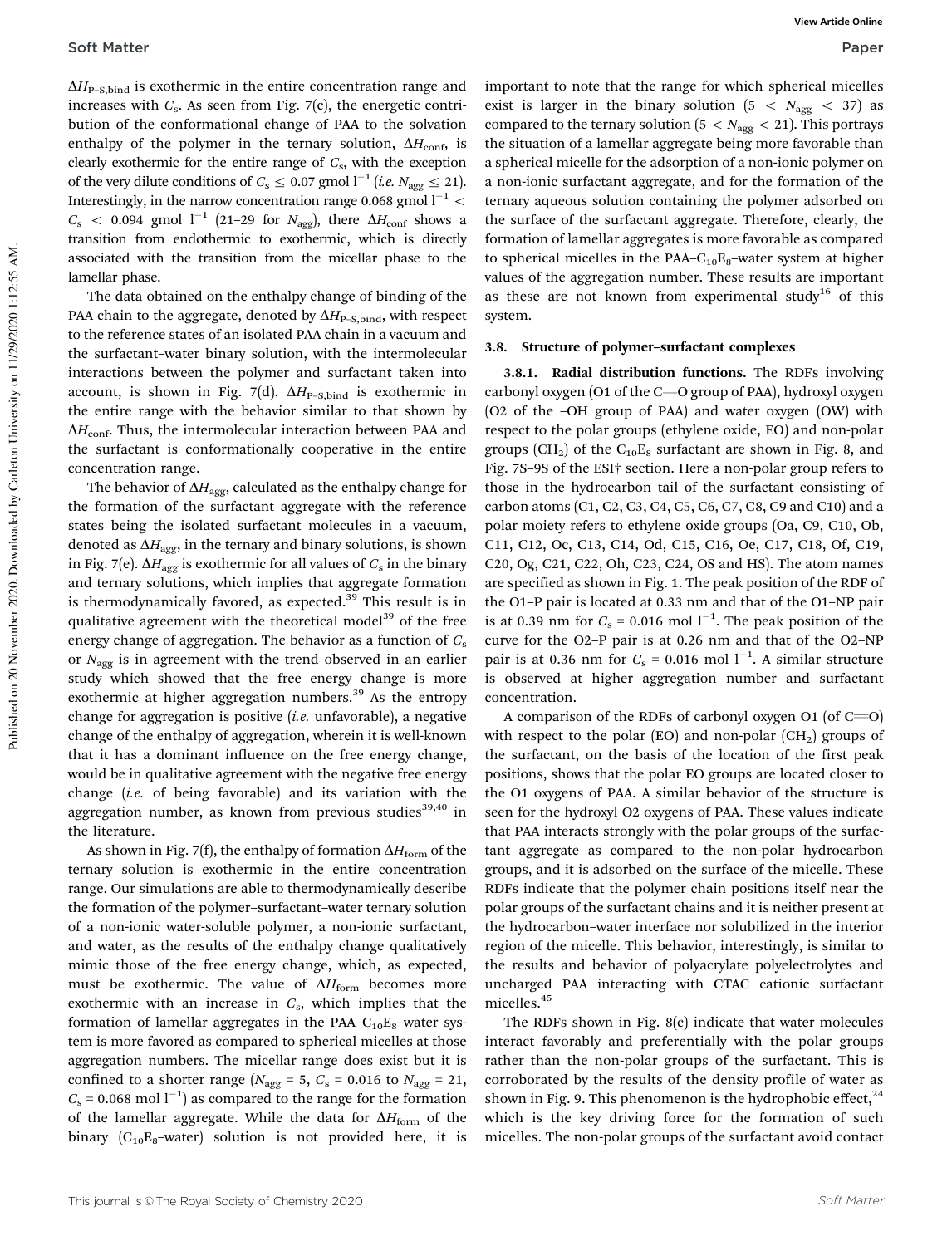$\Delta H_{P-S,bind}$ is exothermic in the entire concentration range and increases with $C_s$. As seen from Fig. 7(c), the energetic contribution of the conformational change of PAA to the solvation enthalpy of the polymer in the ternary solution, $\Delta H_{conf}$, is clearly exothermic for the entire range of $C_s$, with the exception of the very dilute conditions of $C_s \leq 0.07$ gmol l$^{-1}$ (*i.e.* $N_{agg} \leq 21$). Interestingly, in the narrow concentration range 0.068 gmol l$^{-1}$ < $C_s$ < 0.094 gmol l$^{-1}$ (21–29 for $N_{agg}$), there $\Delta H_{conf}$ shows a transition from endothermic to exothermic, which is directly associated with the transition from the micellar phase to the lamellar phase.

The data obtained on the enthalpy change of binding of the PAA chain to the aggregate, denoted by $\Delta H_{P-S,bind}$, with respect to the reference states of an isolated PAA chain in a vacuum and the surfactant–water binary solution, with the intermolecular interactions between the polymer and surfactant taken into account, is shown in Fig. 7(d). $\Delta H_{P-S,bind}$ is exothermic in the entire range with the behavior similar to that shown by $\Delta H_{conf}$. Thus, the intermolecular interaction between PAA and the surfactant is conformationally cooperative in the entire concentration range.

The behavior of $\Delta H_{agg}$, calculated as the enthalpy change for the formation of the surfactant aggregate with the reference states being the isolated surfactant molecules in a vacuum, denoted as $\Delta H_{agg}$, in the ternary and binary solutions, is shown in Fig. 7(e). $\Delta H_{agg}$ is exothermic for all values of $C_s$ in the binary and ternary solutions, which implies that aggregate formation is thermodynamically favored, as expected.[39] This result is in qualitative agreement with the theoretical model[39] of the free energy change of aggregation. The behavior as a function of $C_s$ or $N_{agg}$ is in agreement with the trend observed in an earlier study which showed that the free energy change is more exothermic at higher aggregation numbers.[39] As the entropy change for aggregation is positive (*i.e.* unfavorable), a negative change of the enthalpy of aggregation, wherein it is well-known that it has a dominant influence on the free energy change, would be in qualitative agreement with the negative free energy change (*i.e.* of being favorable) and its variation with the aggregation number, as known from previous studies[39,40] in the literature.

As shown in Fig. 7(f), the enthalpy of formation $\Delta H_{form}$ of the ternary solution is exothermic in the entire concentration range. Our simulations are able to thermodynamically describe the formation of the polymer–surfactant–water ternary solution of a non-ionic water-soluble polymer, a non-ionic surfactant, and water, as the results of the enthalpy change qualitatively mimic those of the free energy change, which, as expected, must be exothermic. The value of $\Delta H_{form}$ becomes more exothermic with an increase in $C_s$, which implies that the formation of lamellar aggregates in the PAA–$C_{10}E_8$–water system is more favored as compared to spherical micelles at those aggregation numbers. The micellar range does exist but it is confined to a shorter range ($N_{agg}$ = 5, $C_s$ = 0.016 to $N_{agg}$ = 21, $C_s$ = 0.068 mol l$^{-1}$) as compared to the range for the formation of the lamellar aggregate. While the data for $\Delta H_{form}$ of the binary ($C_{10}E_8$–water) solution is not provided here, it is important to note that the range for which spherical micelles exist is larger in the binary solution (5 < $N_{agg}$ < 37) as compared to the ternary solution (5 < $N_{agg}$ < 21). This portrays the situation of a lamellar aggregate being more favorable than a spherical micelle for the adsorption of a non-ionic polymer on a non-ionic surfactant aggregate, and for the formation of the ternary aqueous solution containing the polymer adsorbed on the surface of the surfactant aggregate. Therefore, clearly, the formation of lamellar aggregates is more favorable as compared to spherical micelles in the PAA–$C_{10}E_8$–water system at higher values of the aggregation number. These results are important as these are not known from experimental study[16] of this system.

### 3.8. Structure of polymer–surfactant complexes

**3.8.1. Radial distribution functions.** The RDFs involving carbonyl oxygen (O1 of the C=O group of PAA), hydroxyl oxygen (O2 of the –OH group of PAA) and water oxygen (OW) with respect to the polar groups (ethylene oxide, EO) and non-polar groups ($CH_2$) of the $C_{10}E_8$ surfactant are shown in Fig. 8, and Fig. 7S–9S of the ESI† section. Here a non-polar group refers to those in the hydrocarbon tail of the surfactant consisting of carbon atoms (C1, C2, C3, C4, C5, C6, C7, C8, C9 and C10) and a polar moiety refers to ethylene oxide groups (Oa, C9, C10, Ob, C11, C12, Oc, C13, C14, Od, C15, C16, Oe, C17, C18, Of, C19, C20, Og, C21, C22, Oh, C23, C24, OS and HS). The atom names are specified as shown in Fig. 1. The peak position of the RDF of the O1–P pair is located at 0.33 nm and that of the O1–NP pair is at 0.39 nm for $C_s$ = 0.016 mol l$^{-1}$. The peak position of the curve for the O2–P pair is at 0.26 nm and that of the O2–NP pair is at 0.36 nm for $C_s$ = 0.016 mol l$^{-1}$. A similar structure is observed at higher aggregation number and surfactant concentration.

A comparison of the RDFs of carbonyl oxygen O1 (of C=O) with respect to the polar (EO) and non-polar ($CH_2$) groups of the surfactant, on the basis of the location of the first peak positions, shows that the polar EO groups are located closer to the O1 oxygens of PAA. A similar behavior of the structure is seen for the hydroxyl O2 oxygens of PAA. These values indicate that PAA interacts strongly with the polar groups of the surfactant aggregate as compared to the non-polar hydrocarbon groups, and it is adsorbed on the surface of the micelle. These RDFs indicate that the polymer chain positions itself near the polar groups of the surfactant chains and it is neither present at the hydrocarbon–water interface nor solubilized in the interior region of the micelle. This behavior, interestingly, is similar to the results and behavior of polyacrylate polyelectrolytes and uncharged PAA interacting with CTAC cationic surfactant micelles.[45]

The RDFs shown in Fig. 8(c) indicate that water molecules interact favorably and preferentially with the polar groups rather than the non-polar groups of the surfactant. This is corroborated by the results of the density profile of water as shown in Fig. 9. This phenomenon is the hydrophobic effect,[24] which is the key driving force for the formation of such micelles. The non-polar groups of the surfactant avoid contact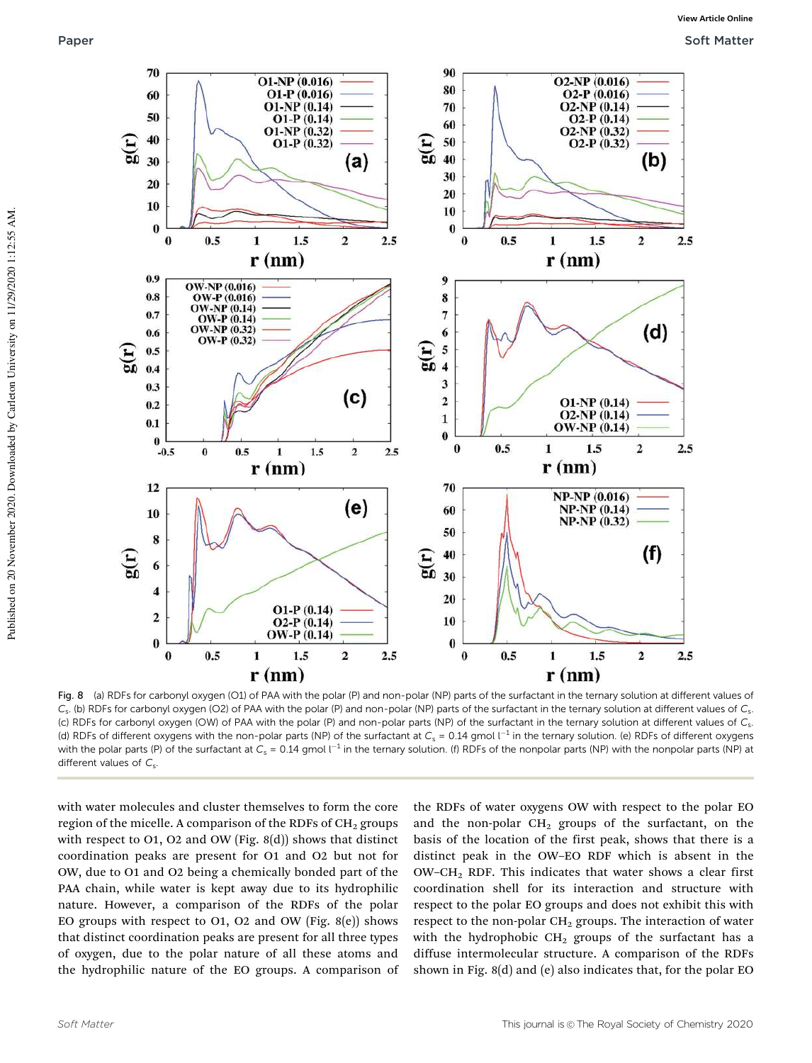Fig. 8 (a) RDFs for carbonyl oxygen (O1) of PAA with the polar (P) and non-polar (NP) parts of the surfactant in the ternary solution at different values of $C_s$. (b) RDFs for carbonyl oxygen (O2) of PAA with the polar (P) and non-polar (NP) parts of the surfactant in the ternary solution at different values of $C_s$. (c) RDFs for carbonyl oxygen (OW) of PAA with the polar (P) and non-polar parts (NP) of the surfactant in the ternary solution at different values of $C_s$. (d) RDFs of different oxygens with the non-polar parts (NP) of the surfactant at $C_s$ = 0.14 gmol l$^{-1}$ in the ternary solution. (e) RDFs of different oxygens with the polar parts (P) of the surfactant at $C_s$ = 0.14 gmol l$^{-1}$ in the ternary solution. (f) RDFs of the nonpolar parts (NP) with the nonpolar parts (NP) at different values of $C_s$.

with water molecules and cluster themselves to form the core region of the micelle. A comparison of the RDFs of $CH_2$ groups with respect to O1, O2 and OW (Fig. 8(d)) shows that distinct coordination peaks are present for O1 and O2 but not for OW, due to O1 and O2 being a chemically bonded part of the PAA chain, while water is kept away due to its hydrophilic nature. However, a comparison of the RDFs of the polar EO groups with respect to O1, O2 and OW (Fig. 8(e)) shows that distinct coordination peaks are present for all three types of oxygen, due to the polar nature of all these atoms and the hydrophilic nature of the EO groups. A comparison of the RDFs of water oxygens OW with respect to the polar EO and the non-polar $CH_2$ groups of the surfactant, on the basis of the location of the first peak, shows that there is a distinct peak in the OW–EO RDF which is absent in the OW–$CH_2$ RDF. This indicates that water shows a clear first coordination shell for its interaction and structure with respect to the polar EO groups and does not exhibit this with respect to the non-polar $CH_2$ groups. The interaction of water with the hydrophobic $CH_2$ groups of the surfactant has a diffuse intermolecular structure. A comparison of the RDFs shown in Fig. 8(d) and (e) also indicates that, for the polar EO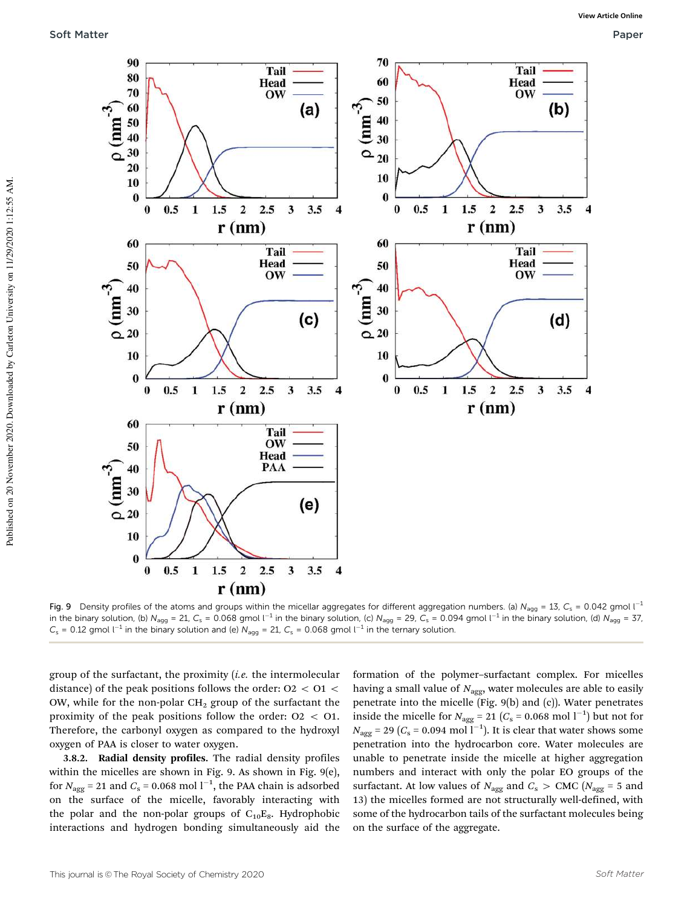Fig. 9 Density profiles of the atoms and groups within the micellar aggregates for different aggregation numbers. (a) $N_{agg}$ = 13, $C_s$ = 0.042 gmol l$^{-1}$ in the binary solution, (b) $N_{agg}$ = 21, $C_s$ = 0.068 gmol l$^{-1}$ in the binary solution, (c) $N_{agg}$ = 29, $C_s$ = 0.094 gmol l$^{-1}$ in the binary solution, (d) $N_{agg}$ = 37, $C_s$ = 0.12 gmol l$^{-1}$ in the binary solution and (e) $N_{agg}$ = 21, $C_s$ = 0.068 gmol l$^{-1}$ in the ternary solution.

group of the surfactant, the proximity (*i.e.* the intermolecular distance) of the peak positions follows the order: O2 < O1 < OW, while for the non-polar $CH_2$ group of the surfactant the proximity of the peak positions follow the order: O2 < O1. Therefore, the carbonyl oxygen as compared to the hydroxyl oxygen of PAA is closer to water oxygen.

**3.8.2. Radial density profiles.** The radial density profiles within the micelles are shown in Fig. 9. As shown in Fig. 9(e), for $N_{agg}$ = 21 and $C_s$ = 0.068 mol l$^{-1}$, the PAA chain is adsorbed on the surface of the micelle, favorably interacting with the polar and the non-polar groups of $C_{10}E_8$. Hydrophobic interactions and hydrogen bonding simultaneously aid the formation of the polymer–surfactant complex. For micelles having a small value of $N_{agg}$, water molecules are able to easily penetrate into the micelle (Fig. 9(b) and (c)). Water penetrates inside the micelle for $N_{agg}$ = 21 ($C_s$ = 0.068 mol l$^{-1}$) but not for $N_{agg}$ = 29 ($C_s$ = 0.094 mol l$^{-1}$). It is clear that water shows some penetration into the hydrocarbon core. Water molecules are unable to penetrate inside the micelle at higher aggregation numbers and interact with only the polar EO groups of the surfactant. At low values of $N_{agg}$ and $C_s$ > CMC ($N_{agg}$ = 5 and 13) the micelles formed are not structurally well-defined, with some of the hydrocarbon tails of the surfactant molecules being on the surface of the aggregate.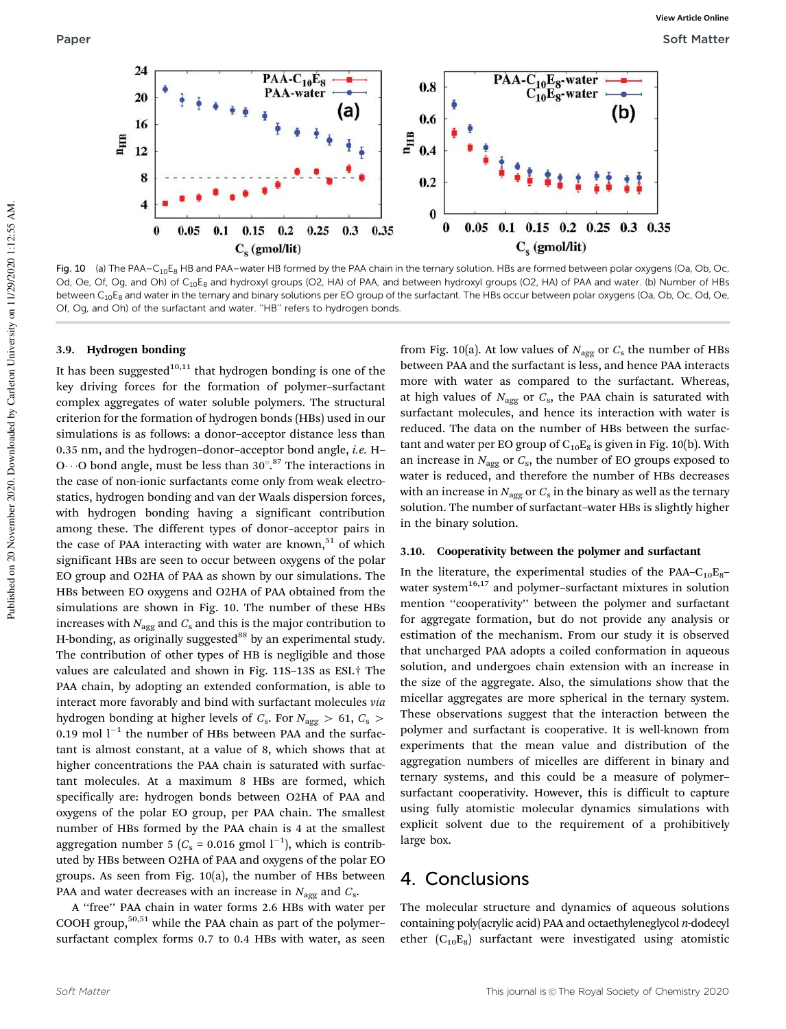Fig. 10 (a) The PAA–$C_{10}E_8$ HB and PAA–water HB formed by the PAA chain in the ternary solution. HBs are formed between polar oxygens (Oa, Ob, Oc, Od, Oe, Of, Og, and Oh) of $C_{10}E_8$ and hydroxyl groups (O2, HA) of PAA, and between hydroxyl groups (O2, HA) of PAA and water. (b) Number of HBs between $C_{10}E_8$ and water in the ternary and binary solutions per EO group of the surfactant. The HBs occur between polar oxygens (Oa, Ob, Oc, Od, Oe, Of, Og, and Oh) of the surfactant and water. "HB" refers to hydrogen bonds.

### 3.9. Hydrogen bonding

It has been suggested[10,11] that hydrogen bonding is one of the key driving forces for the formation of polymer–surfactant complex aggregates of water soluble polymers. The structural criterion for the formation of hydrogen bonds (HBs) used in our simulations is as follows: a donor–acceptor distance less than 0.35 nm, and the hydrogen–donor–acceptor bond angle, *i.e.* H–O···O bond angle, must be less than 30°.[87] The interactions in the case of non-ionic surfactants come only from weak electrostatics, hydrogen bonding and van der Waals dispersion forces, with hydrogen bonding having a significant contribution among these. The different types of donor–acceptor pairs in the case of PAA interacting with water are known,[51] of which significant HBs are seen to occur between oxygens of the polar EO group and O2HA of PAA as shown by our simulations. The HBs between EO oxygens and O2HA of PAA obtained from the simulations are shown in Fig. 10. The number of these HBs increases with $N_{agg}$ and $C_s$ and this is the major contribution to H-bonding, as originally suggested[88] by an experimental study. The contribution of other types of HB is negligible and those values are calculated and shown in Fig. 11S–13S as ESI.† The PAA chain, by adopting an extended conformation, is able to interact more favorably and bind with surfactant molecules *via* hydrogen bonding at higher levels of $C_s$. For $N_{agg} > 61$, $C_s > 0.19$ mol $l^{-1}$ the number of HBs between PAA and the surfactant is almost constant, at a value of 8, which shows that at higher concentrations the PAA chain is saturated with surfactant molecules. At a maximum 8 HBs are formed, which specifically are: hydrogen bonds between O2HA of PAA and oxygens of the polar EO group, per PAA chain. The smallest number of HBs formed by the PAA chain is 4 at the smallest aggregation number 5 ($C_s$ = 0.016 gmol $l^{-1}$), which is contributed by HBs between O2HA of PAA and oxygens of the polar EO groups. As seen from Fig. 10(a), the number of HBs between PAA and water decreases with an increase in $N_{agg}$ and $C_s$.

A "free" PAA chain in water forms 2.6 HBs with water per COOH group,[50,51] while the PAA chain as part of the polymer–surfactant complex forms 0.7 to 0.4 HBs with water, as seen from Fig. 10(a). At low values of $N_{agg}$ or $C_s$ the number of HBs between PAA and the surfactant is less, and hence PAA interacts more with water as compared to the surfactant. Whereas, at high values of $N_{agg}$ or $C_s$, the PAA chain is saturated with surfactant molecules, and hence its interaction with water is reduced. The number of HBs between the surfactant and water per EO group of $C_{10}E_8$ is given in Fig. 10(b). With an increase in $N_{agg}$ or $C_s$, the number of EO groups exposed to water is reduced, and therefore the number of HBs decreases with an increase in $N_{agg}$ or $C_s$ in the binary as well as the ternary solution. The number of surfactant–water HBs is slightly higher in the binary solution.

### 3.10. Cooperativity between the polymer and surfactant

In the literature, the experimental studies of the PAA–$C_{10}E_8$–water system[16,17] and polymer–surfactant mixtures in solution mention "cooperativity" between the polymer and surfactant for aggregate formation, but do not provide any analysis or estimation of the mechanism. From our study it is observed that uncharged PAA adopts a coiled conformation in aqueous solution, and undergoes chain extension with an increase in the size of the aggregate. Also, the simulations show that the micellar aggregates are more spherical in the ternary system. These observations suggest that the interaction between the polymer and surfactant is cooperative. It is well-known from experiments that the mean value and distribution of the aggregation numbers of micelles are different in binary and ternary systems, and this could be a measure of polymer–surfactant cooperativity. However, this is difficult to capture using fully atomistic molecular dynamics simulations with explicit solvent due to the requirement of a prohibitively large box.

## 4. Conclusions

The molecular structure and dynamics of aqueous solutions containing poly(acrylic acid) PAA and octaethyleneglycol *n*-dodecyl ether ($C_{10}E_8$) surfactant were investigated using atomistic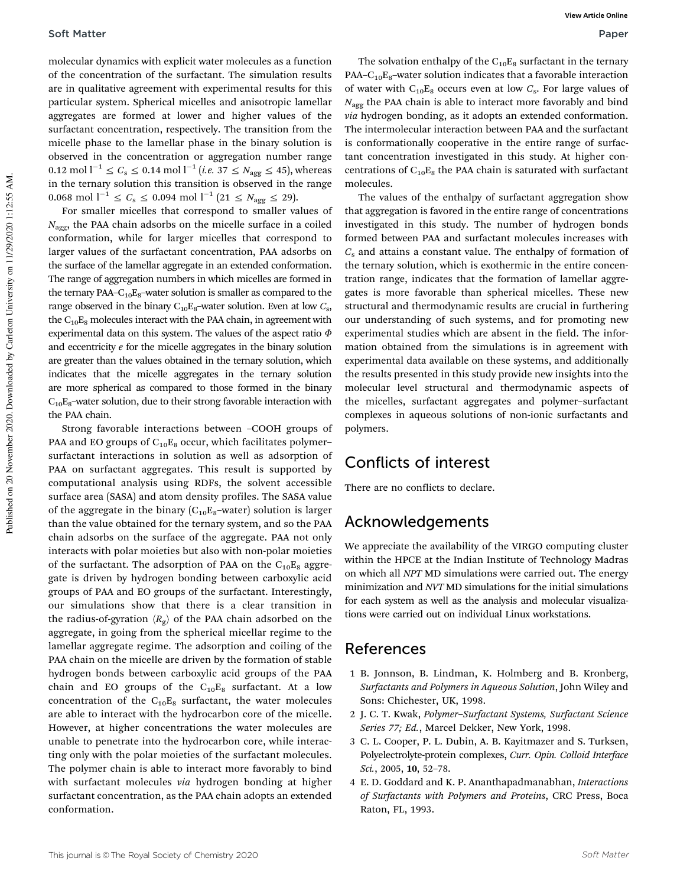molecular dynamics with explicit water molecules as a function of the concentration of the surfactant. The simulation results are in qualitative agreement with experimental results for this particular system. Spherical micelles and anisotropic lamellar aggregates are formed at lower and higher values of the surfactant concentration, respectively. The transition from the micelle phase to the lamellar phase in the binary solution is observed in the concentration or aggregation number range $0.12\ \mathrm{mol\ l^{-1}} \leq C_s \leq 0.14\ \mathrm{mol\ l^{-1}}$ (*i.e.* $37 \leq N_{agg} \leq 45$), whereas in the ternary solution this transition is observed in the range $0.068\ \mathrm{mol\ l^{-1}} \leq C_s \leq 0.094\ \mathrm{mol\ l^{-1}}$ ($21 \leq N_{agg} \leq 29$).

For smaller micelles that correspond to smaller values of $N_{agg}$, the PAA chain adsorbs on the micelle surface in a coiled conformation, while for larger micelles that correspond to larger values of the surfactant concentration, PAA adsorbs on the surface of the lamellar aggregate in an extended conformation. The range of aggregation numbers in which micelles are formed in the ternary PAA–$C_{10}E_8$–water solution is smaller as compared to the range observed in the binary $C_{10}E_8$–water solution. Even at low $C_s$, the $C_{10}E_8$ molecules interact with the PAA chain, in agreement with experimental data on this system. The values of the aspect ratio $\Phi$ and eccentricity $e$ for the micelle aggregates in the binary solution are greater than the values obtained in the ternary solution, which indicates that the micelle aggregates in the ternary solution are more spherical as compared to those formed in the binary $C_{10}E_8$–water solution, due to their strong favorable interaction with the PAA chain.

Strong favorable interactions between –COOH groups of PAA and EO groups of $C_{10}E_8$ occur, which facilitates polymer–surfactant interactions in solution as well as adsorption of PAA on surfactant aggregates. This result is supported by computational analysis using RDFs, the solvent accessible surface area (SASA) and atom density profiles. The SASA value of the aggregate in the binary ($C_{10}E_8$–water) solution is larger than the value obtained for the ternary system, and so the PAA chain adsorbs on the surface of the aggregate. PAA not only interacts with polar moieties but also with non-polar moieties of the surfactant. The adsorption of PAA on the $C_{10}E_8$ aggregate is driven by hydrogen bonding between carboxylic acid groups of PAA and EO groups of the surfactant. Interestingly, our simulations show that there is a clear transition in the radius-of-gyration $\langle R_g \rangle$ of the PAA chain adsorbed on the aggregate, in going from the spherical micellar regime to the lamellar aggregate regime. The adsorption and coiling of the PAA chain on the micelle are driven by the formation of stable hydrogen bonds between carboxylic acid groups of the PAA chain and EO groups of the $C_{10}E_8$ surfactant. At a low concentration of the $C_{10}E_8$ surfactant, the water molecules are able to interact with the hydrocarbon core of the micelle. However, at higher concentrations the water molecules are unable to penetrate into the hydrocarbon core, while interacting only with the polar moieties of the surfactant molecules. The polymer chain is able to interact more favorably to bind with surfactant molecules *via* hydrogen bonding at higher surfactant concentration, as the PAA chain adopts an extended conformation.

The solvation enthalpy of the $C_{10}E_8$ surfactant in the ternary PAA–$C_{10}E_8$–water solution indicates that a favorable interaction of water with $C_{10}E_8$ occurs even at low $C_s$. For large values of $N_{agg}$ the PAA chain is able to interact more favorably and bind *via* hydrogen bonding, as it adopts an extended conformation. The intermolecular interaction between PAA and the surfactant is conformationally cooperative in the entire range of surfactant concentration investigated in this study. At higher concentrations of $C_{10}E_8$ the PAA chain is saturated with surfactant molecules.

The values of the enthalpy of surfactant aggregation show that aggregation is favored in the entire range of concentrations investigated in this study. The number of hydrogen bonds formed between PAA and surfactant molecules increases with $C_s$ and attains a constant value. The enthalpy of formation of the ternary solution, which is exothermic in the entire concentration range, indicates that the formation of lamellar aggregates is more favorable than spherical micelles. These new structural and thermodynamic results are crucial in furthering our understanding of such systems, and for promoting new experimental studies which are absent in the field. The information obtained from the simulations is in agreement with experimental data available on these systems, and additionally the results presented in this study provide new insights into the molecular level structural and thermodynamic aspects of the micelles, surfactant aggregates and polymer–surfactant complexes in aqueous solutions of non-ionic surfactants and polymers.

## Conflicts of interest

There are no conflicts to declare.

## Acknowledgements

We appreciate the availability of the VIRGO computing cluster within the HPCE at the Indian Institute of Technology Madras on which all *NPT* MD simulations were carried out. The energy minimization and *NVT* MD simulations for the initial simulations for each system as well as the analysis and molecular visualizations were carried out on individual Linux workstations.

## References

1. B. Jonnson, B. Lindman, K. Holmberg and B. Kronberg, *Surfactants and Polymers in Aqueous Solution*, John Wiley and Sons: Chichester, UK, 1998.
2. J. C. T. Kwak, *Polymer–Surfactant Systems, Surfactant Science Series 77; Ed.*, Marcel Dekker, New York, 1998.
3. C. L. Cooper, P. L. Dubin, A. B. Kayitmazer and S. Turksen, Polyelectrolyte-protein complexes, *Curr. Opin. Colloid Interface Sci.*, 2005, **10**, 52–78.
4. E. D. Goddard and K. P. Ananthapadmanabhan, *Interactions of Surfactants with Polymers and Proteins*, CRC Press, Boca Raton, FL, 1993.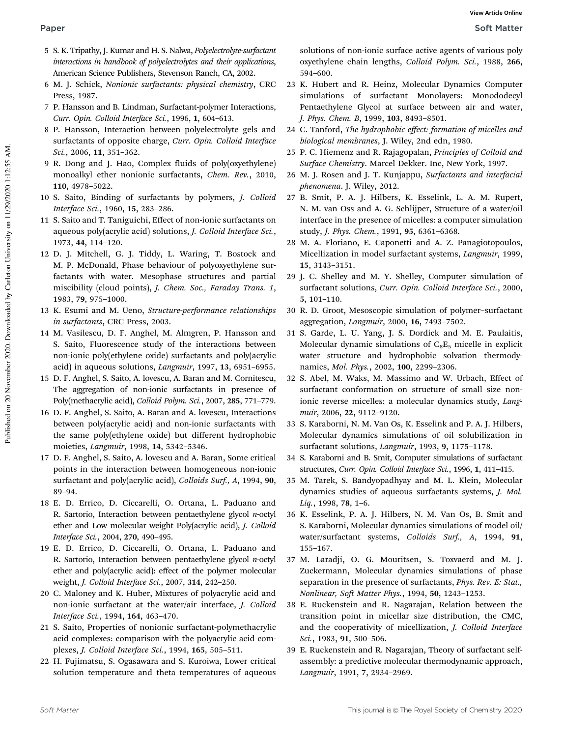5 S. K. Tripathy, J. Kumar and H. S. Nalwa, *Polyelectrolyte-surfactant interactions in handbook of polyelectrolytes and their applications*, American Science Publishers, Stevenson Ranch, CA, 2002.

6 M. J. Schick, *Nonionic surfactants: physical chemistry*, CRC Press, 1987.

7 P. Hansson and B. Lindman, Surfactant-polymer Interactions, *Curr. Opin. Colloid Interface Sci.*, 1996, **1**, 604–613.

8 P. Hansson, Interaction between polyelectrolyte gels and surfactants of opposite charge, *Curr. Opin. Colloid Interface Sci.*, 2006, **11**, 351–362.

9 R. Dong and J. Hao, Complex fluids of poly(oxyethylene) monoalkyl ether nonionic surfactants, *Chem. Rev.*, 2010, **110**, 4978–5022.

10 S. Saito, Binding of surfactants by polymers, *J. Colloid Interface Sci.*, 1960, **15**, 283–286.

11 S. Saito and T. Taniguichi, Effect of non-ionic surfactants on aqueous poly(acrylic acid) solutions, *J. Colloid Interface Sci.*, 1973, **44**, 114–120.

12 D. J. Mitchell, G. J. Tiddy, L. Waring, T. Bostock and M. P. McDonald, Phase behaviour of polyoxyethylene surfactants with water. Mesophase structures and partial miscibility (cloud points), *J. Chem. Soc., Faraday Trans. 1*, 1983, **79**, 975–1000.

13 K. Esumi and M. Ueno, *Structure-performance relationships in surfactants*, CRC Press, 2003.

14 M. Vasilescu, D. F. Anghel, M. Almgren, P. Hansson and S. Saito, Fluorescence study of the interactions between non-ionic poly(ethylene oxide) surfactants and poly(acrylic acid) in aqueous solutions, *Langmuir*, 1997, **13**, 6951–6955.

15 D. F. Anghel, S. Saito, A. Iovescu, A. Baran and M. Cornitescu, The aggregation of non-ionic surfactants in presence of Poly(methacrylic acid), *Colloid Polym. Sci.*, 2007, **285**, 771–779.

16 D. F. Anghel, S. Saito, A. Baran and A. Iovescu, Interactions between poly(acrylic acid) and non-ionic surfactants with the same poly(ethylene oxide) but different hydrophobic moieties, *Langmuir*, 1998, **14**, 5342–5346.

17 D. F. Anghel, S. Saito, A. Iovescu and A. Baran, Some critical points in the interaction between homogeneous non-ionic surfactant and poly(acrylic acid), *Colloids Surf., A*, 1994, **90**, 89–94.

18 E. D. Errico, D. Ciccarelli, O. Ortana, L. Paduano and R. Sartorio, Interaction between pentaethylene glycol *n*-octyl ether and Low molecular weight Poly(acrylic acid), *J. Colloid Interface Sci.*, 2004, **270**, 490–495.

19 E. D. Errico, D. Ciccarelli, O. Ortana, L. Paduano and R. Sartorio, Interaction between pentaethylene glycol *n*-octyl ether and poly(acrylic acid): effect of the polymer molecular weight, *J. Colloid Interface Sci.*, 2007, **314**, 242–250.

20 C. Maloney and K. Huber, Mixtures of polyacrylic acid and non-ionic surfactant at the water/air interface, *J. Colloid Interface Sci.*, 1994, **164**, 463–470.

21 S. Saito, Properties of nonionic surfactant-polymethacrylic acid complexes: comparison with the polyacrylic acid complexes, *J. Colloid Interface Sci.*, 1994, **165**, 505–511.

22 H. Fujimatsu, S. Ogasawara and S. Kuroiwa, Lower critical solution temperature and theta temperatures of aqueous solutions of non-ionic surface active agents of various poly oxyethylene chain lengths, *Colloid Polym. Sci.*, 1988, **266**, 594–600.

23 K. Hubert and R. Heinz, Molecular Dynamics Computer simulations of surfactant Monolayers: Monododecyl Pentaethylene Glycol at surface between air and water, *J. Phys. Chem. B*, 1999, **103**, 8493–8501.

24 C. Tanford, *The hydrophobic effect: formation of micelles and biological membranes*, J. Wiley, 2nd edn, 1980.

25 P. C. Hiemenz and R. Rajagopalan, *Principles of Colloid and Surface Chemistry*. Marcel Dekker. Inc, New York, 1997.

26 M. J. Rosen and J. T. Kunjappu, *Surfactants and interfacial phenomena*. J. Wiley, 2012.

27 B. Smit, P. A. J. Hilbers, K. Esselink, L. A. M. Rupert, N. M. van Oss and A. G. Schlijper, Structure of a water/oil interface in the presence of micelles: a computer simulation study, *J. Phys. Chem.*, 1991, **95**, 6361–6368.

28 M. A. Floriano, E. Caponetti and A. Z. Panagiotopoulos, Micellization in model surfactant systems, *Langmuir*, 1999, **15**, 3143–3151.

29 J. C. Shelley and M. Y. Shelley, Computer simulation of surfactant solutions, *Curr. Opin. Colloid Interface Sci.*, 2000, **5**, 101–110.

30 R. D. Groot, Mesoscopic simulation of polymer–surfactant aggregation, *Langmuir*, 2000, **16**, 7493–7502.

31 S. Garde, L. U. Yang, J. S. Dordick and M. E. Paulaitis, Molecular dynamic simulations of $C_8E_5$ micelle in explicit water structure and hydrophobic solvation thermodynamics, *Mol. Phys.*, 2002, **100**, 2299–2306.

32 S. Abel, M. Waks, M. Massimo and W. Urbach, Effect of surfactant conformation on structure of small size nonionic reverse micelles: a molecular dynamics study, *Langmuir*, 2006, **22**, 9112–9120.

33 S. Karaborni, N. M. Van Os, K. Esselink and P. A. J. Hilbers, Molecular dynamics simulations of oil solubilization in surfactant solutions, *Langmuir*, 1993, **9**, 1175–1178.

34 S. Karaborni and B. Smit, Computer simulations of surfactant structures, *Curr. Opin. Colloid Interface Sci.*, 1996, **1**, 411–415.

35 M. Tarek, S. Bandyopadhyay and M. L. Klein, Molecular dynamics studies of aqueous surfactants systems, *J. Mol. Liq.*, 1998, **78**, 1–6.

36 K. Esselink, P. A. J. Hilbers, N. M. Van Os, B. Smit and S. Karaborni, Molecular dynamics simulations of model oil/water/surfactant systems, *Colloids Surf., A*, 1994, **91**, 155–167.

37 M. Laradji, O. G. Mouritsen, S. Toxvaerd and M. J. Zuckermann, Molecular dynamics simulations of phase separation in the presence of surfactants, *Phys. Rev. E: Stat., Nonlinear, Soft Matter Phys.*, 1994, **50**, 1243–1253.

38 E. Ruckenstein and R. Nagarajan, Relation between the transition point in micellar size distribution, the CMC, and the cooperativity of micellization, *J. Colloid Interface Sci.*, 1983, **91**, 500–506.

39 E. Ruckenstein and R. Nagarajan, Theory of surfactant self-assembly: a predictive molecular thermodynamic approach, *Langmuir*, 1991, **7**, 2934–2969.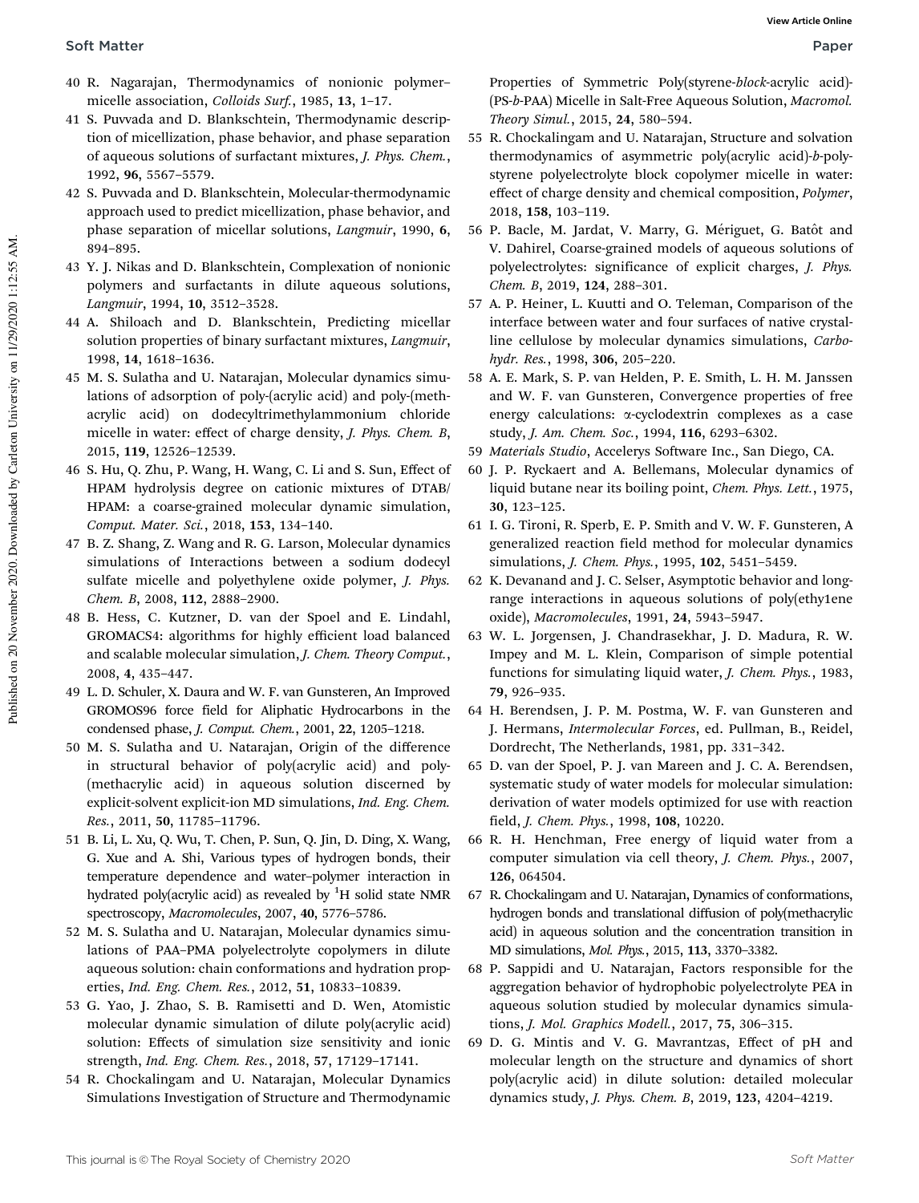40 R. Nagarajan, Thermodynamics of nonionic polymer–micelle association, *Colloids Surf.*, 1985, **13**, 1–17.

41 S. Puvvada and D. Blankschtein, Thermodynamic description of micellization, phase behavior, and phase separation of aqueous solutions of surfactant mixtures, *J. Phys. Chem.*, 1992, **96**, 5567–5579.

42 S. Puvvada and D. Blankschtein, Molecular-thermodynamic approach used to predict micellization, phase behavior, and phase separation of micellar solutions, *Langmuir*, 1990, **6**, 894–895.

43 Y. J. Nikas and D. Blankschtein, Complexation of nonionic polymers and surfactants in dilute aqueous solutions, *Langmuir*, 1994, **10**, 3512–3528.

44 A. Shiloach and D. Blankschtein, Predicting micellar solution properties of binary surfactant mixtures, *Langmuir*, 1998, **14**, 1618–1636.

45 M. S. Sulatha and U. Natarajan, Molecular dynamics simulations of adsorption of poly-(acrylic acid) and poly-(methacrylic acid) on dodecyltrimethylammonium chloride micelle in water: effect of charge density, *J. Phys. Chem. B*, 2015, **119**, 12526–12539.

46 S. Hu, Q. Zhu, P. Wang, H. Wang, C. Li and S. Sun, Effect of HPAM hydrolysis degree on cationic mixtures of DTAB/HPAM: a coarse-grained molecular dynamic simulation, *Comput. Mater. Sci.*, 2018, **153**, 134–140.

47 B. Z. Shang, Z. Wang and R. G. Larson, Molecular dynamics simulations of Interactions between a sodium dodecyl sulfate micelle and polyethylene oxide polymer, *J. Phys. Chem. B*, 2008, **112**, 2888–2900.

48 B. Hess, C. Kutzner, D. van der Spoel and E. Lindahl, GROMACS4: algorithms for highly efficient load balanced and scalable molecular simulation, *J. Chem. Theory Comput.*, 2008, **4**, 435–447.

49 L. D. Schuler, X. Daura and W. F. van Gunsteren, An Improved GROMOS96 force field for Aliphatic Hydrocarbons in the condensed phase, *J. Comput. Chem.*, 2001, **22**, 1205–1218.

50 M. S. Sulatha and U. Natarajan, Origin of the difference in structural behavior of poly(acrylic acid) and poly(methacrylic acid) in aqueous solution discerned by explicit-solvent explicit-ion MD simulations, *Ind. Eng. Chem. Res.*, 2011, **50**, 11785–11796.

51 B. Li, L. Xu, Q. Wu, T. Chen, P. Sun, Q. Jin, D. Ding, X. Wang, G. Xue and A. Shi, Various types of hydrogen bonds, their temperature dependence and water–polymer interaction in hydrated poly(acrylic acid) as revealed by $^1$H solid state NMR spectroscopy, *Macromolecules*, 2007, **40**, 5776–5786.

52 M. S. Sulatha and U. Natarajan, Molecular dynamics simulations of PAA–PMA polyelectrolyte copolymers in dilute aqueous solution: chain conformations and hydration properties, *Ind. Eng. Chem. Res.*, 2012, **51**, 10833–10839.

53 G. Yao, J. Zhao, S. B. Ramisetti and D. Wen, Atomistic molecular dynamic simulation of dilute poly(acrylic acid) solution: Effects of simulation size sensitivity and ionic strength, *Ind. Eng. Chem. Res.*, 2018, **57**, 17129–17141.

54 R. Chockalingam and U. Natarajan, Molecular Dynamics Simulations Investigation of Structure and Thermodynamic Properties of Symmetric Poly(styrene-*block*-acrylic acid)-(PS-*b*-PAA) Micelle in Salt-Free Aqueous Solution, *Macromol. Theory Simul.*, 2015, **24**, 580–594.

55 R. Chockalingam and U. Natarajan, Structure and solvation thermodynamics of asymmetric poly(acrylic acid)-*b*-polystyrene polyelectrolyte block copolymer micelle in water: effect of charge density and chemical composition, *Polymer*, 2018, **158**, 103–119.

56 P. Bacle, M. Jardat, V. Marry, G. Mériguet, G. Batôt and V. Dahirel, Coarse-grained models of aqueous solutions of polyelectrolytes: significance of explicit charges, *J. Phys. Chem. B*, 2019, **124**, 288–301.

57 A. P. Heiner, L. Kuutti and O. Teleman, Comparison of the interface between water and four surfaces of native crystalline cellulose by molecular dynamics simulations, *Carbohydr. Res.*, 1998, **306**, 205–220.

58 A. E. Mark, S. P. van Helden, P. E. Smith, L. H. M. Janssen and W. F. van Gunsteren, Convergence properties of free energy calculations: α-cyclodextrin complexes as a case study, *J. Am. Chem. Soc.*, 1994, **116**, 6293–6302.

59 *Materials Studio*, Accelerys Software Inc., San Diego, CA.

60 J. P. Ryckaert and A. Bellemans, Molecular dynamics of liquid butane near its boiling point, *Chem. Phys. Lett.*, 1975, **30**, 123–125.

61 I. G. Tironi, R. Sperb, E. P. Smith and V. W. F. Gunsteren, A generalized reaction field method for molecular dynamics simulations, *J. Chem. Phys.*, 1995, **102**, 5451–5459.

62 K. Devanand and J. C. Selser, Asymptotic behavior and long-range interactions in aqueous solutions of poly(ethy1ene oxide), *Macromolecules*, 1991, **24**, 5943–5947.

63 W. L. Jorgensen, J. Chandrasekhar, J. D. Madura, R. W. Impey and M. L. Klein, Comparison of simple potential functions for simulating liquid water, *J. Chem. Phys.*, 1983, **79**, 926–935.

64 H. Berendsen, J. P. M. Postma, W. F. van Gunsteren and J. Hermans, *Intermolecular Forces*, ed. Pullman, B., Reidel, Dordrecht, The Netherlands, 1981, pp. 331–342.

65 D. van der Spoel, P. J. van Mareen and J. C. A. Berendsen, systematic study of water models for molecular simulation: derivation of water models optimized for use with reaction field, *J. Chem. Phys.*, 1998, **108**, 10220.

66 R. H. Henchman, Free energy of liquid water from a computer simulation via cell theory, *J. Chem. Phys.*, 2007, **126**, 064504.

67 R. Chockalingam and U. Natarajan, Dynamics of conformations, hydrogen bonds and translational diffusion of poly(methacrylic acid) in aqueous solution and the concentration transition in MD simulations, *Mol. Phys.*, 2015, **113**, 3370–3382.

68 P. Sappidi and U. Natarajan, Factors responsible for the aggregation behavior of hydrophobic polyelectrolyte PEA in aqueous solution studied by molecular dynamics simulations, *J. Mol. Graphics Modell.*, 2017, **75**, 306–315.

69 D. G. Mintis and V. G. Mavrantzas, Effect of pH and molecular length on the structure and dynamics of short poly(acrylic acid) in dilute solution: detailed molecular dynamics study, *J. Phys. Chem. B*, 2019, **123**, 4204–4219.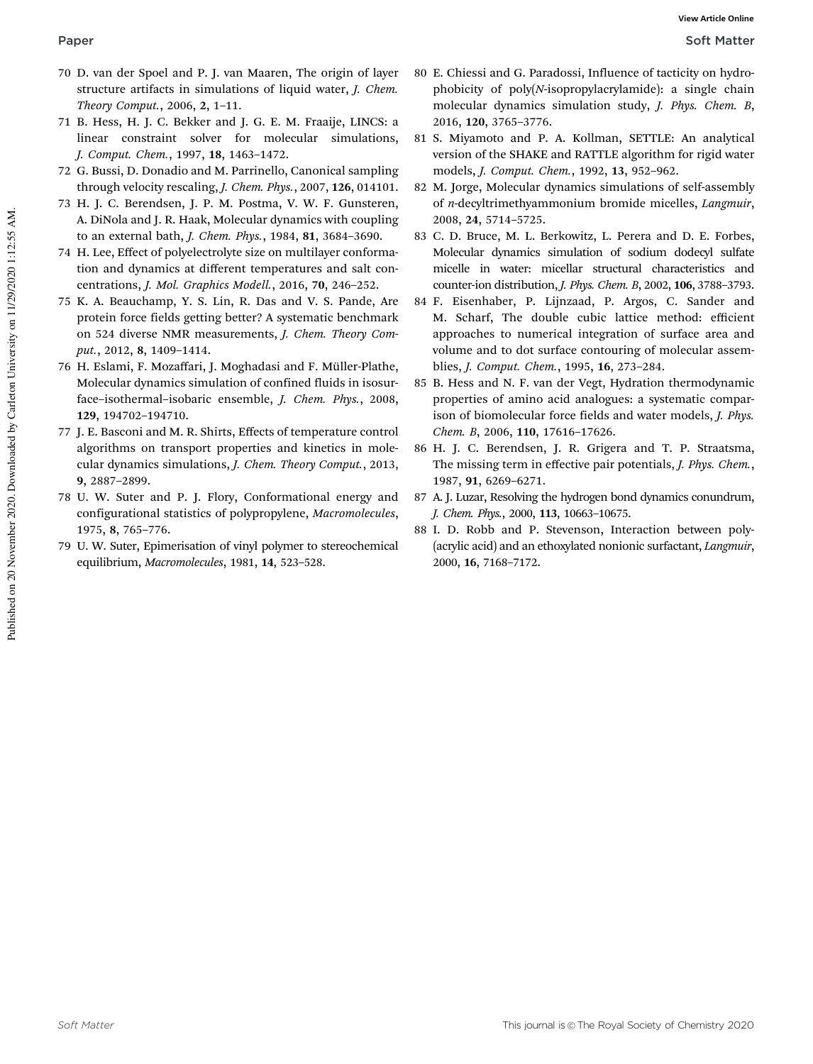70 D. van der Spoel and P. J. van Maaren, The origin of layer structure artifacts in simulations of liquid water, *J. Chem. Theory Comput.*, 2006, **2**, 1–11.

71 B. Hess, H. J. C. Bekker and J. G. E. M. Fraaije, LINCS: a linear constraint solver for molecular simulations, *J. Comput. Chem.*, 1997, **18**, 1463–1472.

72 G. Bussi, D. Donadio and M. Parrinello, Canonical sampling through velocity rescaling, *J. Chem. Phys.*, 2007, **126**, 014101.

73 H. J. C. Berendsen, J. P. M. Postma, V. W. F. Gunsteren, A. DiNola and J. R. Haak, Molecular dynamics with coupling to an external bath, *J. Chem. Phys.*, 1984, **81**, 3684–3690.

74 H. Lee, Effect of polyelectrolyte size on multilayer conformation and dynamics at different temperatures and salt concentrations, *J. Mol. Graphics Modell.*, 2016, **70**, 246–252.

75 K. A. Beauchamp, Y. S. Lin, R. Das and V. S. Pande, Are protein force fields getting better? A systematic benchmark on 524 diverse NMR measurements, *J. Chem. Theory Comput.*, 2012, **8**, 1409–1414.

76 H. Eslami, F. Mozaffari, J. Moghadasi and F. Müller-Plathe, Molecular dynamics simulation of confined fluids in isosurface–isothermal–isobaric ensemble, *J. Chem. Phys.*, 2008, **129**, 194702–194710.

77 J. E. Basconi and M. R. Shirts, Effects of temperature control algorithms on transport properties and kinetics in molecular dynamics simulations, *J. Chem. Theory Comput.*, 2013, **9**, 2887–2899.

78 U. W. Suter and P. J. Flory, Conformational energy and configurational statistics of polypropylene, *Macromolecules*, 1975, **8**, 765–776.

79 U. W. Suter, Epimerisation of vinyl polymer to stereochemical equilibrium, *Macromolecules*, 1981, **14**, 523–528.

80 E. Chiessi and G. Paradossi, Influence of tacticity on hydrophobicity of poly(*N*-isopropylacrylamide): a single chain molecular dynamics simulation study, *J. Phys. Chem. B*, 2016, **120**, 3765–3776.

81 S. Miyamoto and P. A. Kollman, SETTLE: An analytical version of the SHAKE and RATTLE algorithm for rigid water models, *J. Comput. Chem.*, 1992, **13**, 952–962.

82 M. Jorge, Molecular dynamics simulations of self-assembly of *n*-decyltrimethyammonium bromide micelles, *Langmuir*, 2008, **24**, 5714–5725.

83 C. D. Bruce, M. L. Berkowitz, L. Perera and D. E. Forbes, Molecular dynamics simulation of sodium dodecyl sulfate micelle in water: micellar structural characteristics and counter-ion distribution, *J. Phys. Chem. B*, 2002, **106**, 3788–3793.

84 F. Eisenhaber, P. Lijnzaad, P. Argos, C. Sander and M. Scharf, The double cubic lattice method: efficient approaches to numerical integration of surface area and volume and to dot surface contouring of molecular assemblies, *J. Comput. Chem.*, 1995, **16**, 273–284.

85 B. Hess and N. F. van der Vegt, Hydration thermodynamic properties of amino acid analogues: a systematic comparison of biomolecular force fields and water models, *J. Phys. Chem. B*, 2006, **110**, 17616–17626.

86 H. J. C. Berendsen, J. R. Grigera and T. P. Straatsma, The missing term in effective pair potentials, *J. Phys. Chem.*, 1987, **91**, 6269–6271.

87 A. J. Luzar, Resolving the hydrogen bond dynamics conundrum, *J. Chem. Phys.*, 2000, **113**, 10663–10675.

88 I. D. Robb and P. Stevenson, Interaction between poly(acrylic acid) and an ethoxylated nonionic surfactant, *Langmuir*, 2000, **16**, 7168–7172.